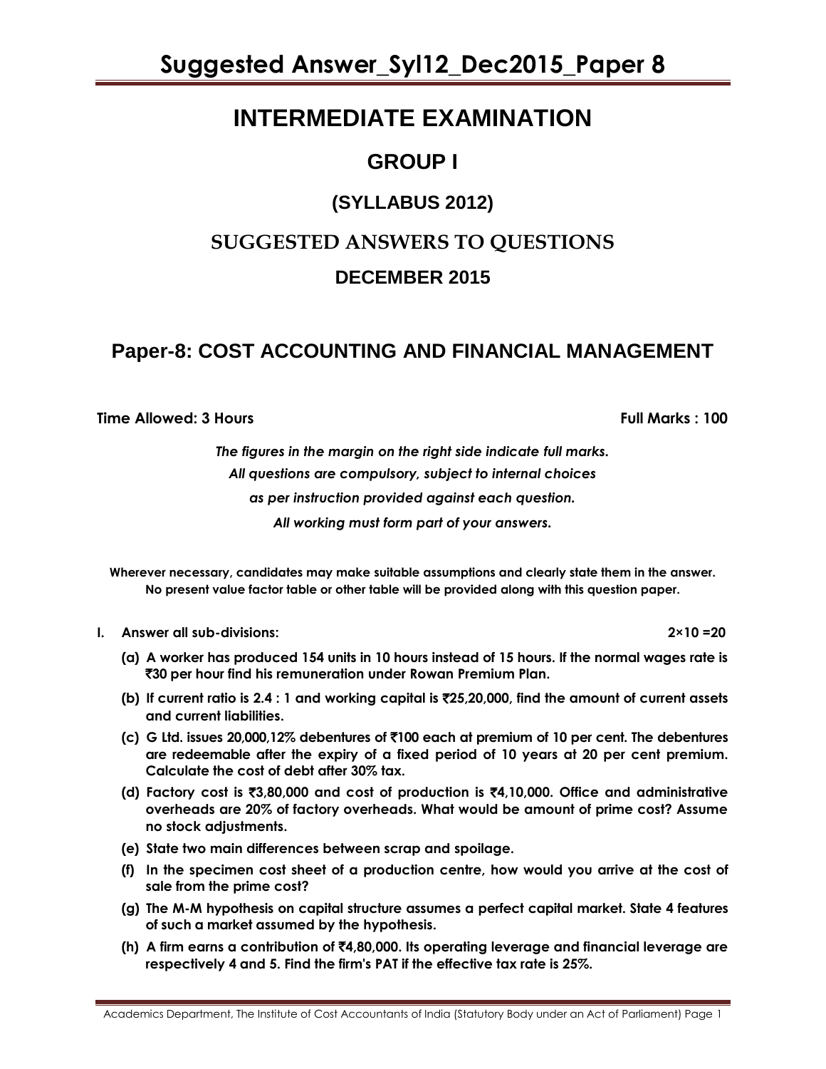# INTERMEDIATE EXAMINATION

## GROUP I

### (SYLLABUS 2012)

## SUGGESTED ANSWERS TO QUESTIONS

### DECEMBER 2015

## Paper-8: COST ACCOUNTING AND FINANCIAL MANAGEMENT

**Time Allowed: 3 Hours** **Full Marks : 100**

*The figures in the margin on the right side indicate full marks.*
*All questions are compulsory, subject to internal choices*
*as per instruction provided against each question.*
*All working must form part of your answers.*

**Wherever necessary, candidates may make suitable assumptions and clearly state them in the answer.**
**No present value factor table or other table will be provided along with this question paper.**

**I. Answer all sub-divisions:** **2×10 =20**

**(a) A worker has produced 154 units in 10 hours instead of 15 hours. If the normal wages rate is ₹30 per hour find his remuneration under Rowan Premium Plan.**

**(b) If current ratio is 2.4 : 1 and working capital is ₹25,20,000, find the amount of current assets and current liabilities.**

**(c) G Ltd. issues 20,000,12% debentures of ₹100 each at premium of 10 per cent. The debentures are redeemable after the expiry of a fixed period of 10 years at 20 per cent premium. Calculate the cost of debt after 30% tax.**

**(d) Factory cost is ₹3,80,000 and cost of production is ₹4,10,000. Office and administrative overheads are 20% of factory overheads. What would be amount of prime cost? Assume no stock adjustments.**

**(e) State two main differences between scrap and spoilage.**

**(f) In the specimen cost sheet of a production centre, how would you arrive at the cost of sale from the prime cost?**

**(g) The M-M hypothesis on capital structure assumes a perfect capital market. State 4 features of such a market assumed by the hypothesis.**

**(h) A firm earns a contribution of ₹4,80,000. Its operating leverage and financial leverage are respectively 4 and 5. Find the firm's PAT if the effective tax rate is 25%.**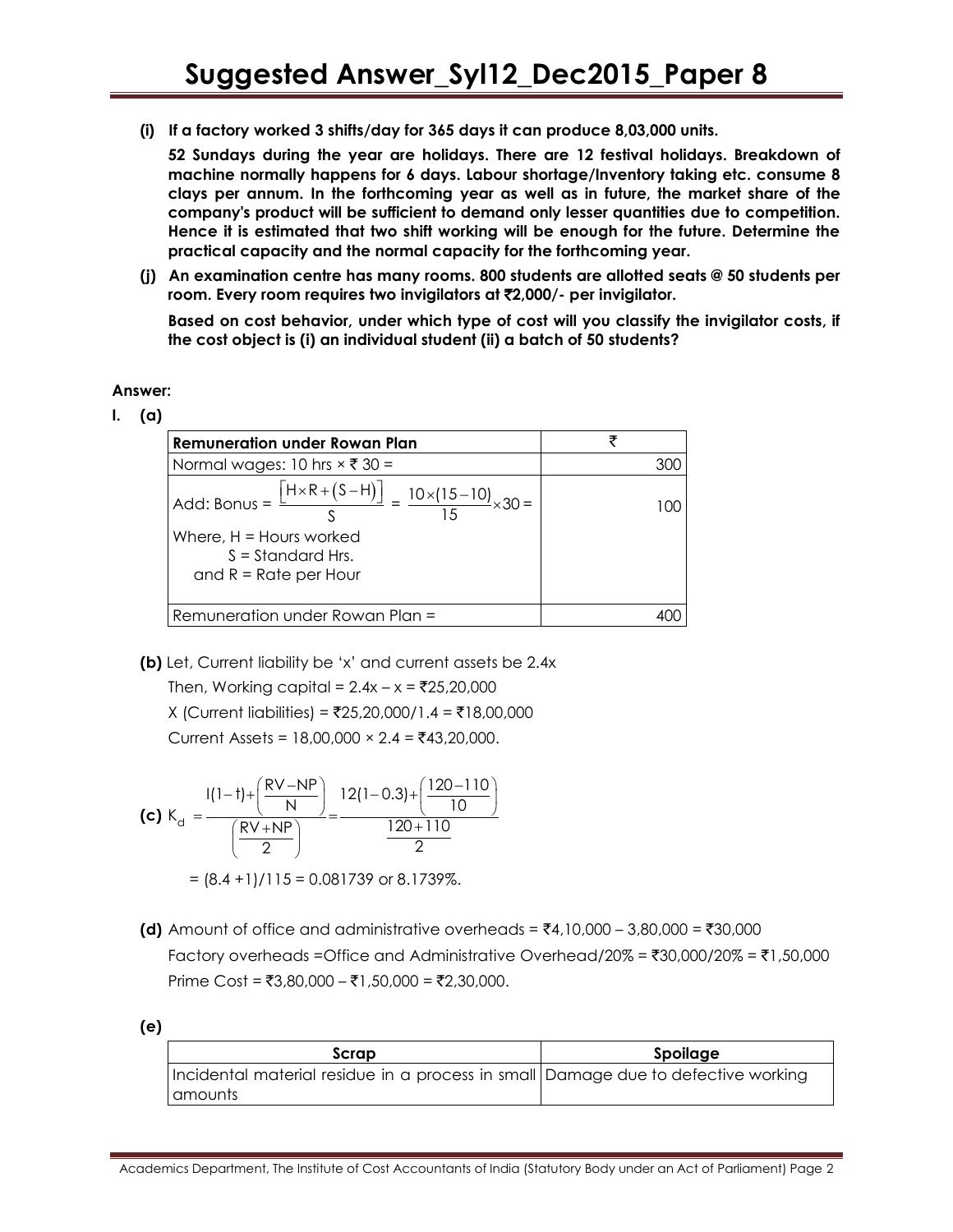**(i) If a factory worked 3 shifts/day for 365 days it can produce 8,03,000 units.**

**52 Sundays during the year are holidays. There are 12 festival holidays. Breakdown of machine normally happens for 6 days. Labour shortage/Inventory taking etc. consume 8 clays per annum. In the forthcoming year as well as in future, the market share of the company's product will be sufficient to demand only lesser quantities due to competition. Hence it is estimated that two shift working will be enough for the future. Determine the practical capacity and the normal capacity for the forthcoming year.**

**(j) An examination centre has many rooms. 800 students are allotted seats @ 50 students per room. Every room requires two invigilators at ₹2,000/- per invigilator.**

**Based on cost behavior, under which type of cost will you classify the invigilator costs, if the cost object is (i) an individual student (ii) a batch of 50 students?**

**Answer:**

**I. (a)**

| **Remuneration under Rowan Plan** | ₹ |
|---|---|
| Normal wages: 10 hrs × ₹ 30 = | 300 |
| Add: Bonus = $\frac{\left[H \times R + (S - H)\right]}{S} = \frac{10 \times (15-10)}{15} \times 30 =$ <br> Where, H = Hours worked <br> S = Standard Hrs. <br> and R = Rate per Hour | 100 |
| Remuneration under Rowan Plan = | 400 |

**(b)** Let, Current liability be 'x' and current assets be 2.4x

Then, Working capital = 2.4x – x = ₹25,20,000

X (Current liabilities) = ₹25,20,000/1.4 = ₹18,00,000

Current Assets = 18,00,000 × 2.4 = ₹43,20,000.

**(c)** $$K_d = \frac{I(1-t) + \left(\frac{RV - NP}{N}\right)}{\left(\frac{RV + NP}{2}\right)} = \frac{12(1-0.3) + \left(\frac{120-110}{10}\right)}{\frac{120+110}{2}}$$

= (8.4 +1)/115 = 0.081739 or 8.1739%.

**(d)** Amount of office and administrative overheads = ₹4,10,000 – 3,80,000 = ₹30,000

Factory overheads =Office and Administrative Overhead/20% = ₹30,000/20% = ₹1,50,000

Prime Cost = ₹3,80,000 – ₹1,50,000 = ₹2,30,000.

**(e)**

| **Scrap** | **Spoilage** |
|---|---|
| Incidental material residue in a process in small amounts | Damage due to defective working |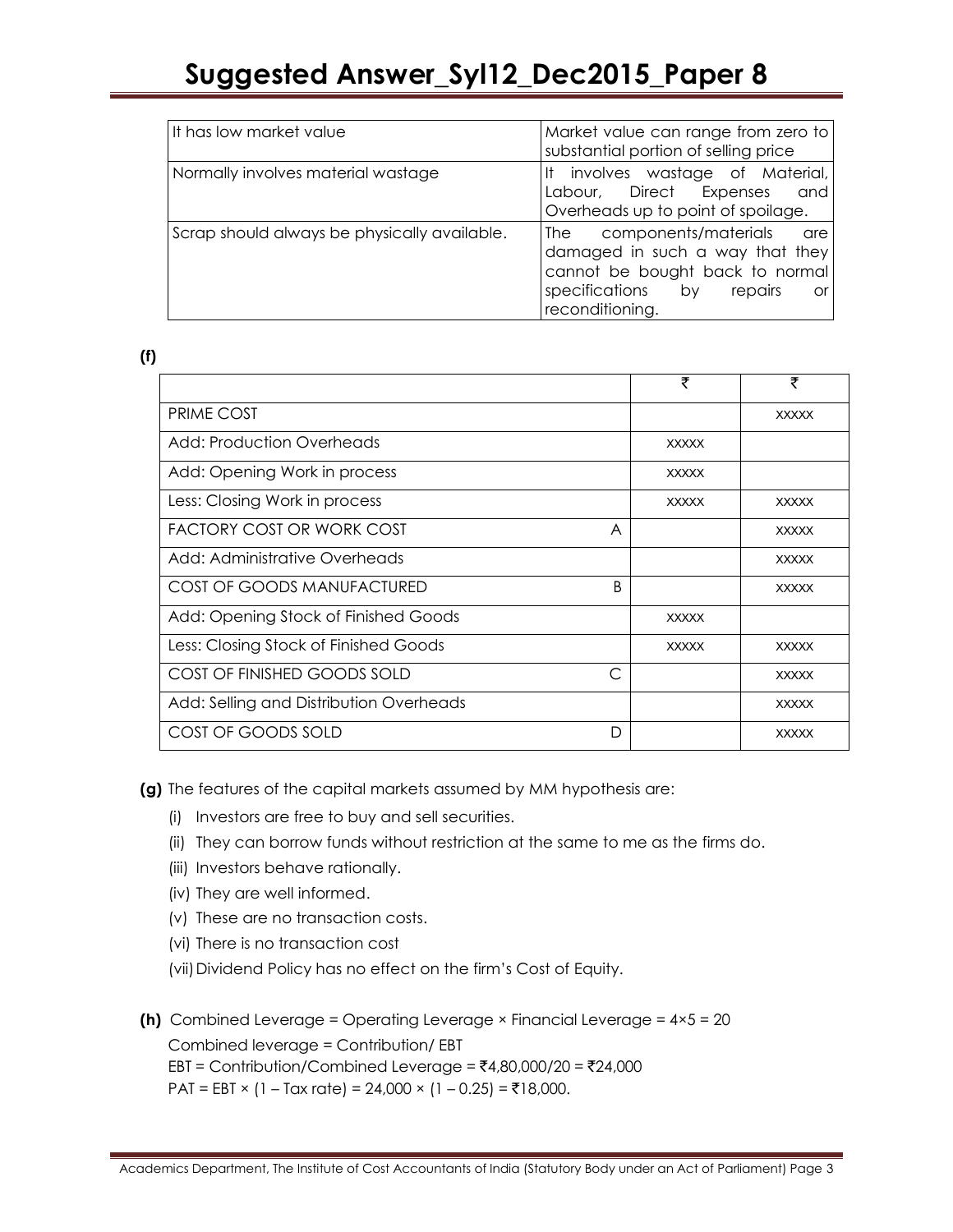| It has low market value | Market value can range from zero to substantial portion of selling price |
|---|---|
| Normally involves material wastage | It involves wastage of Material, Labour, Direct Expenses and Overheads up to point of spoilage. |
| Scrap should always be physically available. | The components/materials are damaged in such a way that they cannot be bought back to normal specifications by repairs or reconditioning. |

**(f)**

| | | ₹ | ₹ |
|---|---|---|---|
| PRIME COST | | | XXXXX |
| Add: Production Overheads | | XXXXX | |
| Add: Opening Work in process | | XXXXX | |
| Less: Closing Work in process | | XXXXX | XXXXX |
| FACTORY COST OR WORK COST | A | | XXXXX |
| Add: Administrative Overheads | | | XXXXX |
| COST OF GOODS MANUFACTURED | B | | XXXXX |
| Add: Opening Stock of Finished Goods | | XXXXX | |
| Less: Closing Stock of Finished Goods | | XXXXX | XXXXX |
| COST OF FINISHED GOODS SOLD | C | | XXXXX |
| Add: Selling and Distribution Overheads | | | XXXXX |
| COST OF GOODS SOLD | D | | XXXXX |

**(g)** The features of the capital markets assumed by MM hypothesis are:

(i) Investors are free to buy and sell securities.

(ii) They can borrow funds without restriction at the same to me as the firms do.

(iii) Investors behave rationally.

(iv) They are well informed.

(v) These are no transaction costs.

(vi) There is no transaction cost

(vii) Dividend Policy has no effect on the firm's Cost of Equity.

**(h)** Combined Leverage = Operating Leverage × Financial Leverage = 4×5 = 20

Combined leverage = Contribution/ EBT

EBT = Contribution/Combined Leverage = ₹4,80,000/20 = ₹24,000

PAT = EBT × (1 – Tax rate) = 24,000 × (1 – 0.25) = ₹18,000.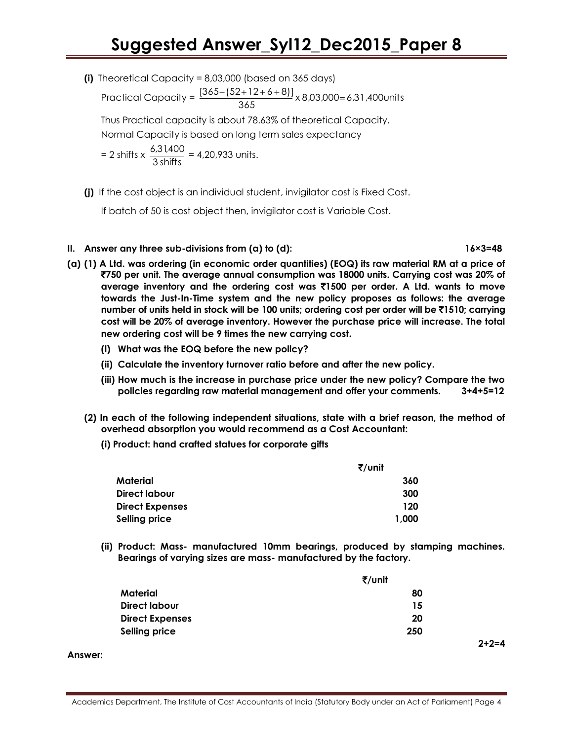**(i)** Theoretical Capacity = 8,03,000 (based on 365 days)

Practical Capacity = $\frac{[365-(52+12+6+8)]}{365}$ x 8,03,000 = 6,31,400 units

Thus Practical capacity is about 78.63% of theoretical Capacity.

Normal Capacity is based on long term sales expectancy

= 2 shifts x $\frac{6,31,400}{3 \text{ shifts}}$ = 4,20,933 units.

**(j)** If the cost object is an individual student, invigilator cost is Fixed Cost.

If batch of 50 is cost object then, invigilator cost is Variable Cost.

**II. Answer any three sub-divisions from (a) to (d): 16×3=48**

**(a) (1) A Ltd. was ordering (in economic order quantities) (EOQ) its raw material RM at a price of ₹750 per unit. The average annual consumption was 18000 units. Carrying cost was 20% of average inventory and the ordering cost was ₹1500 per order. A Ltd. wants to move towards the Just-In-Time system and the new policy proposes as follows: the average number of units held in stock will be 100 units; ordering cost per order will be ₹1510; carrying cost will be 20% of average inventory. However the purchase price will increase. The total new ordering cost will be 9 times the new carrying cost.**

**(i) What was the EOQ before the new policy?**

**(ii) Calculate the inventory turnover ratio before and after the new policy.**

**(iii) How much is the increase in purchase price under the new policy? Compare the two policies regarding raw material management and offer your comments. 3+4+5=12**

**(2) In each of the following independent situations, state with a brief reason, the method of overhead absorption you would recommend as a Cost Accountant:**

**(i) Product: hand crafted statues for corporate gifts**

| | ₹/unit |
|---|---|
| **Material** | **360** |
| **Direct labour** | **300** |
| **Direct Expenses** | **120** |
| **Selling price** | **1,000** |

**(ii) Product: Mass- manufactured 10mm bearings, produced by stamping machines. Bearings of varying sizes are mass- manufactured by the factory.**

| | ₹/unit |
|---|---|
| **Material** | **80** |
| **Direct labour** | **15** |
| **Direct Expenses** | **20** |
| **Selling price** | **250** |

**2+2=4**

**Answer:**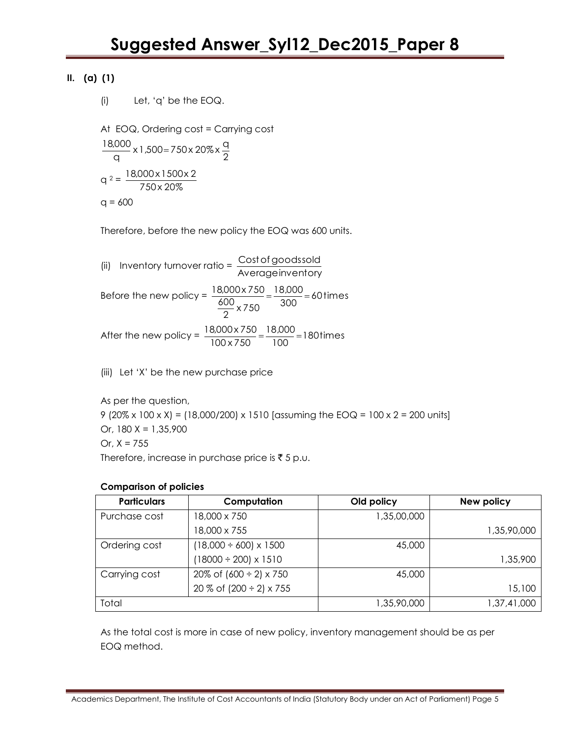**II. (a) (1)**

(i) Let, 'q' be the EOQ.

At EOQ, Ordering cost = Carrying cost

$$\frac{18{,}000}{q} \times 1{,}500 = 750 \times 20\% \times \frac{q}{2}$$

$$q^2 = \frac{18{,}000 \times 1500 \times 2}{750 \times 20\%}$$

$q = 600$

Therefore, before the new policy the EOQ was 600 units.

(ii) Inventory turnover ratio = $\dfrac{\text{Cost of goods sold}}{\text{Average inventory}}$

Before the new policy = $\dfrac{18{,}000 \times 750}{\frac{600}{2} \times 750} = \dfrac{18{,}000}{300} = 60 \text{ times}$

After the new policy = $\dfrac{18{,}000 \times 750}{100 \times 750} = \dfrac{18{,}000}{100} = 180 \text{ times}$

(iii) Let 'X' be the new purchase price

As per the question,

9 (20% x 100 x X) = (18,000/200) x 1510 [assuming the EOQ = 100 x 2 = 200 units]

Or, 180 X = 1,35,900

Or, X = 755

Therefore, increase in purchase price is ₹ 5 p.u.

**Comparison of policies**

| Particulars | Computation | Old policy | New policy |
|---|---|---|---|
| Purchase cost | 18,000 x 750 | 1,35,00,000 | |
| | 18,000 x 755 | | 1,35,90,000 |
| Ordering cost | (18,000 ÷ 600) x 1500 | 45,000 | |
| | (18000 ÷ 200) x 1510 | | 1,35,900 |
| Carrying cost | 20% of (600 ÷ 2) x 750 | 45,000 | |
| | 20 % of (200 ÷ 2) x 755 | | 15,100 |
| Total | | 1,35,90,000 | 1,37,41,000 |

As the total cost is more in case of new policy, inventory management should be as per EOQ method.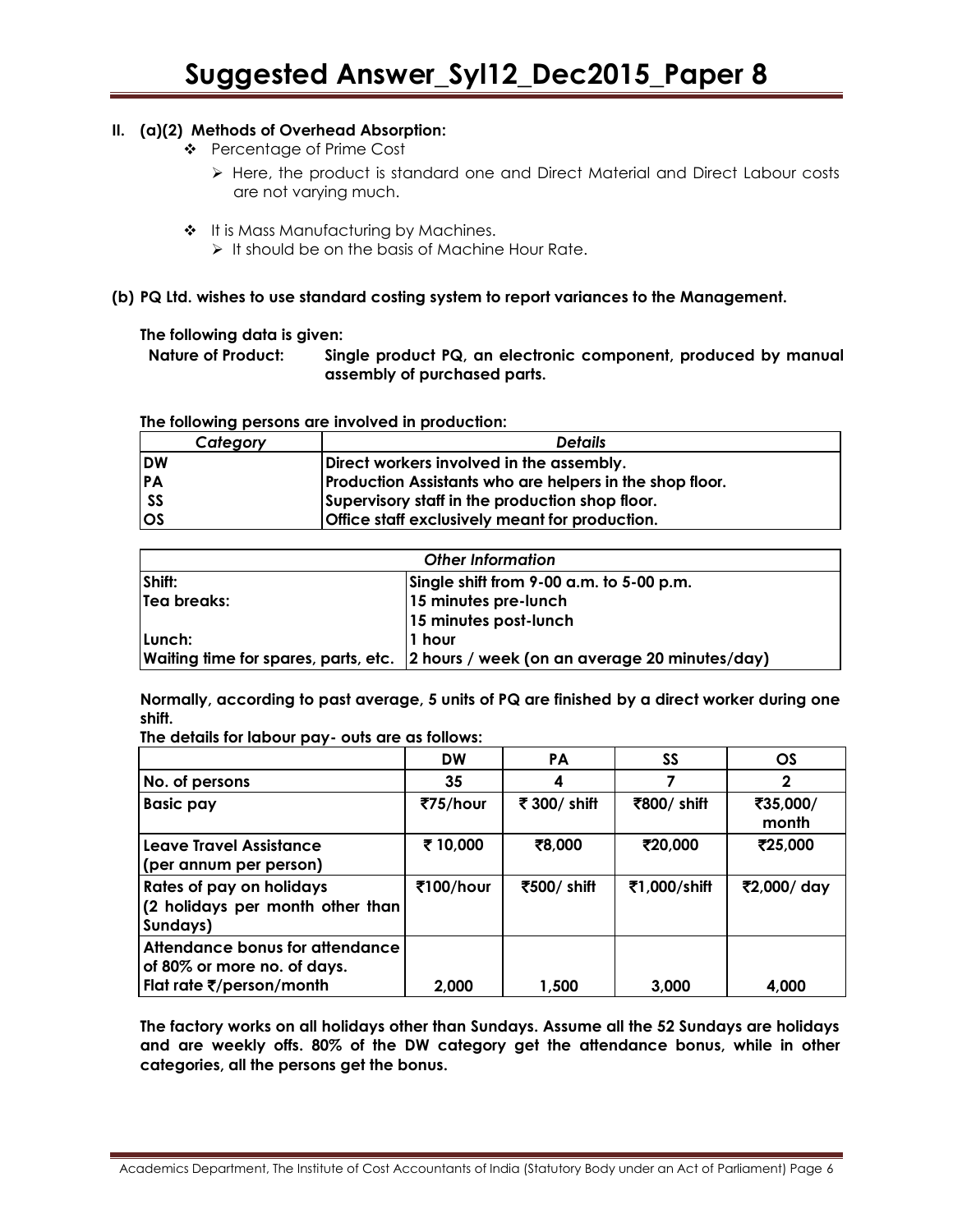**II. (a)(2) Methods of Overhead Absorption:**

- Percentage of Prime Cost
  - Here, the product is standard one and Direct Material and Direct Labour costs are not varying much.

- It is Mass Manufacturing by Machines.
  - It should be on the basis of Machine Hour Rate.

**(b) PQ Ltd. wishes to use standard costing system to report variances to the Management.**

**The following data is given:**

**Nature of Product:** **Single product PQ, an electronic component, produced by manual assembly of purchased parts.**

**The following persons are involved in production:**

| *Category* | *Details* |
|---|---|
| **DW** | **Direct workers involved in the assembly.** |
| **PA** | **Production Assistants who are helpers in the shop floor.** |
| **SS** | **Supervisory staff in the production shop floor.** |
| **OS** | **Office staff exclusively meant for production.** |

| *Other Information* | |
|---|---|
| **Shift:** | **Single shift from 9-00 a.m. to 5-00 p.m.** |
| **Tea breaks:** | **15 minutes pre-lunch** |
| | **15 minutes post-lunch** |
| **Lunch:** | **1 hour** |
| **Waiting time for spares, parts, etc.** | **2 hours / week (on an average 20 minutes/day)** |

**Normally, according to past average, 5 units of PQ are finished by a direct worker during one shift.**

**The details for labour pay- outs are as follows:**

| | **DW** | **PA** | **SS** | **OS** |
|---|---|---|---|---|
| **No. of persons** | **35** | **4** | **7** | **2** |
| **Basic pay** | **₹75/hour** | **₹ 300/ shift** | **₹800/ shift** | **₹35,000/ month** |
| **Leave Travel Assistance (per annum per person)** | **₹ 10,000** | **₹8,000** | **₹20,000** | **₹25,000** |
| **Rates of pay on holidays (2 holidays per month other than Sundays)** | **₹100/hour** | **₹500/ shift** | **₹1,000/shift** | **₹2,000/ day** |
| **Attendance bonus for attendance of 80% or more no. of days. Flat rate ₹/person/month** | **2,000** | **1,500** | **3,000** | **4,000** |

**The factory works on all holidays other than Sundays. Assume all the 52 Sundays are holidays and are weekly offs. 80% of the DW category get the attendance bonus, while in other categories, all the persons get the bonus.**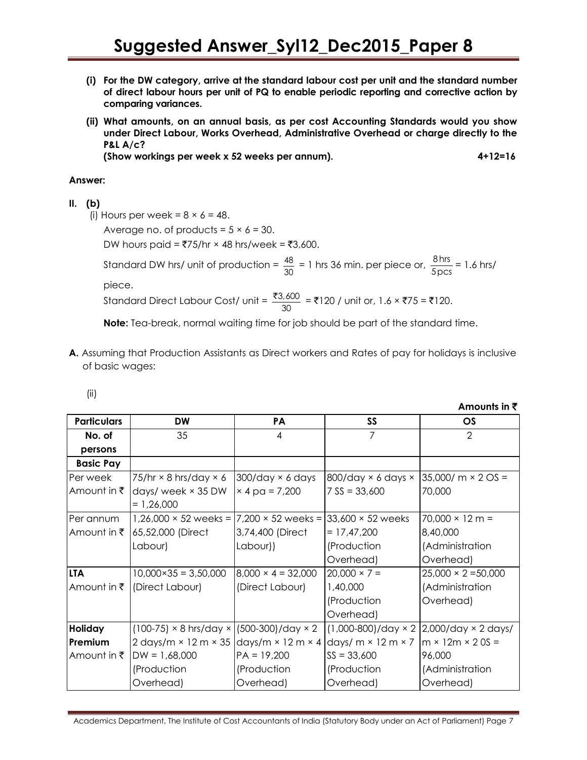**(i) For the DW category, arrive at the standard labour cost per unit and the standard number of direct labour hours per unit of PQ to enable periodic reporting and corrective action by comparing variances.**

**(ii) What amounts, on an annual basis, as per cost Accounting Standards would you show under Direct Labour, Works Overhead, Administrative Overhead or charge directly to the P&L A/c?**
**(Show workings per week x 52 weeks per annum).** **4+12=16**

**Answer:**

**II. (b)**

(i) Hours per week = 8 × 6 = 48.

Average no. of products = 5 × 6 = 30.

DW hours paid = ₹75/hr × 48 hrs/week = ₹3,600.

Standard DW hrs/ unit of production = $\frac{48}{30}$ = 1 hrs 36 min. per piece or, $\frac{8\,\text{hrs}}{5\,\text{pcs}}$ = 1.6 hrs/ piece.

Standard Direct Labour Cost/ unit = $\frac{₹3,600}{30}$ = ₹120 / unit or, 1.6 × ₹75 = ₹120.

**Note:** Tea-break, normal waiting time for job should be part of the standard time.

**A.** Assuming that Production Assistants as Direct workers and Rates of pay for holidays is inclusive of basic wages:

(ii)

**Amounts in ₹**

| Particulars | DW | PA | SS | OS |
|---|---|---|---|---|
| No. of persons | 35 | 4 | 7 | 2 |
| **Basic Pay** | | | | |
| Per week Amount in ₹ | 75/hr × 8 hrs/day × 6 days/ week × 35 DW = 1,26,000 | 300/day × 6 days × 4 pa = 7,200 | 800/day × 6 days × 7 SS = 33,600 | 35,000/ m × 2 OS = 70,000 |
| Per annum Amount in ₹ | 1,26,000 × 52 weeks = 65,52,000 (Direct Labour) | 7,200 × 52 weeks = 3,74,400 (Direct Labour)) | 33,600 × 52 weeks = 17,47,200 (Production Overhead) | 70,000 × 12 m = 8,40,000 (Administration Overhead) |
| **LTA** Amount in ₹ | 10,000×35 = 3,50,000 (Direct Labour) | 8,000 × 4 = 32,000 (Direct Labour) | 20,000 × 7 = 1,40,000 (Production Overhead) | 25,000 × 2 =50,000 (Administration Overhead) |
| **Holiday Premium** Amount in ₹ | (100-75) × 8 hrs/day × 2 days/m × 12 m × 35 DW = 1,68,000 (Production Overhead) | (500-300)/day × 2 days/m × 12 m × 4 PA = 19,200 (Production Overhead) | (1,000-800)/day × 2 days/ m × 12 m × 7 SS = 33,600 (Production Overhead) | 2,000/day × 2 days/ m × 12m × 2 0S = 96,000 (Administration Overhead) |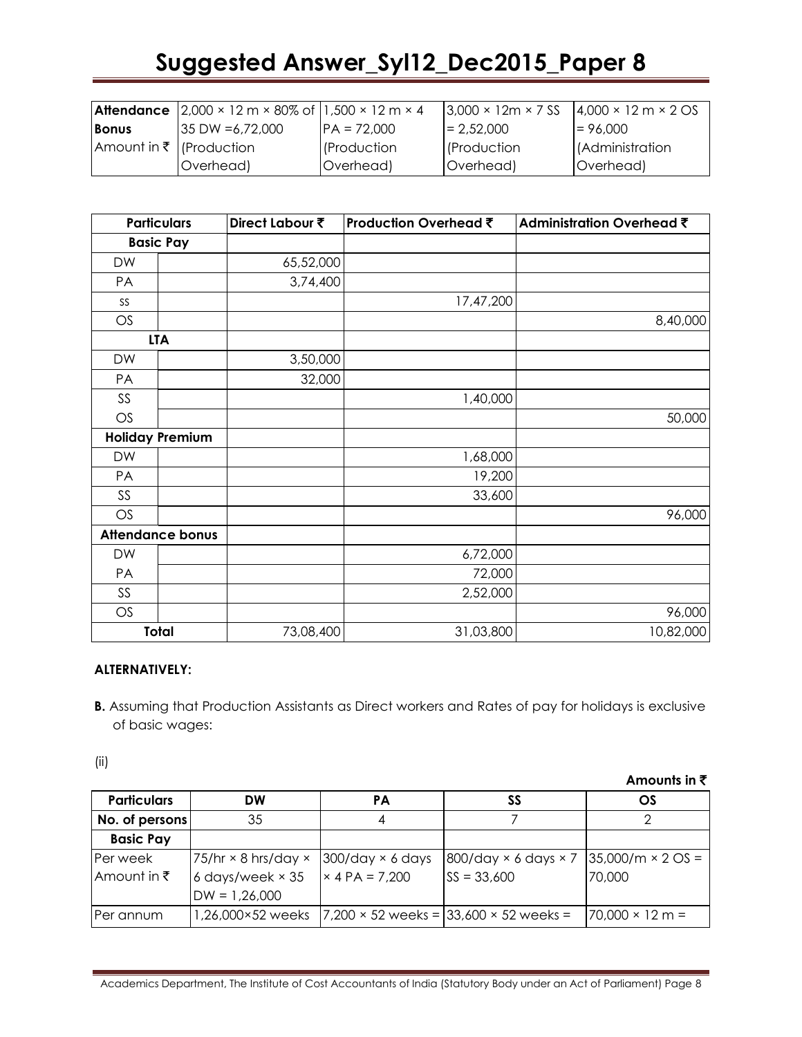| | | | | |
|---|---|---|---|---|
| **Attendance Bonus** Amount in ₹ | 2,000 × 12 m × 80% of 35 DW =6,72,000 (Production Overhead) | 1,500 × 12 m × 4 PA = 72,000 (Production Overhead) | 3,000 × 12m × 7 SS = 2,52,000 (Production Overhead) | 4,000 × 12 m × 2 OS = 96,000 (Administration Overhead) |

| Particulars | | Direct Labour ₹ | Production Overhead ₹ | Administration Overhead ₹ |
|---|---|---|---|---|
| **Basic Pay** | | | | |
| DW | | 65,52,000 | | |
| PA | | 3,74,400 | | |
| SS | | | 17,47,200 | |
| OS | | | | 8,40,000 |
| **LTA** | | | | |
| DW | | 3,50,000 | | |
| PA | | 32,000 | | |
| SS | | | 1,40,000 | |
| OS | | | | 50,000 |
| **Holiday Premium** | | | | |
| DW | | | 1,68,000 | |
| PA | | | 19,200 | |
| SS | | | 33,600 | |
| OS | | | | 96,000 |
| **Attendance bonus** | | | | |
| DW | | | 6,72,000 | |
| PA | | | 72,000 | |
| SS | | | 2,52,000 | |
| OS | | | | 96,000 |
| **Total** | | 73,08,400 | 31,03,800 | 10,82,000 |

**ALTERNATIVELY:**

**B.** Assuming that Production Assistants as Direct workers and Rates of pay for holidays is exclusive of basic wages:

(ii)

**Amounts in ₹**

| Particulars | DW | PA | SS | OS |
|---|---|---|---|---|
| **No. of persons** | 35 | 4 | 7 | 2 |
| **Basic Pay** | | | | |
| Per week Amount in ₹ | 75/hr × 8 hrs/day × 6 days/week × 35 DW = 1,26,000 | 300/day × 6 days × 4 PA = 7,200 | 800/day × 6 days × 7 SS = 33,600 | 35,000/m × 2 OS = 70,000 |
| Per annum | 1,26,000×52 weeks | 7,200 × 52 weeks = | 33,600 × 52 weeks = | 70,000 × 12 m = |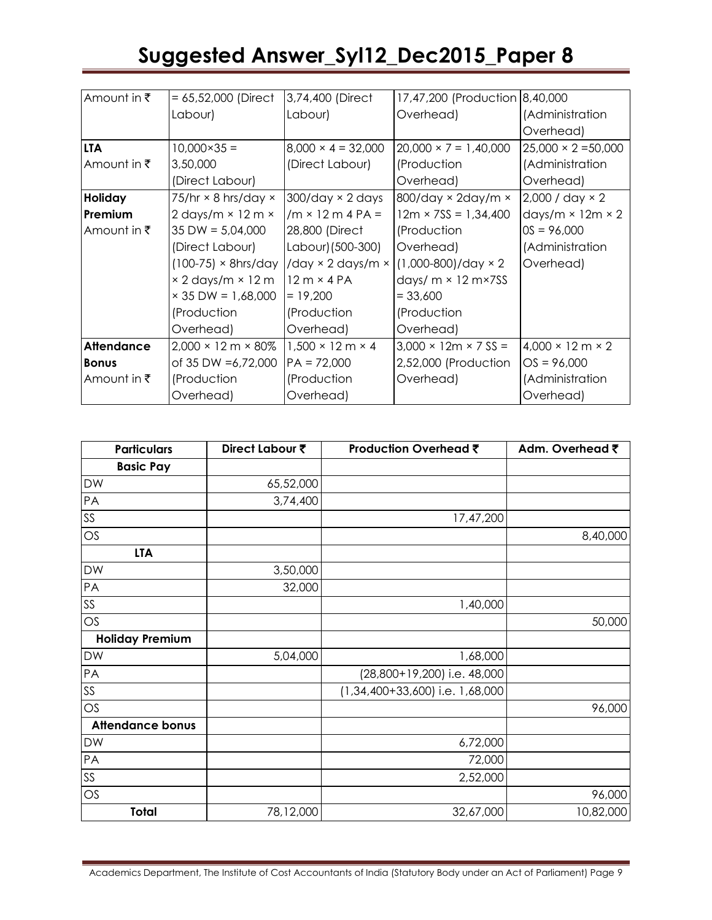| | | | | |
|---|---|---|---|---|
| Amount in ₹ | = 65,52,000 (Direct Labour) | 3,74,400 (Direct Labour) | 17,47,200 (Production Overhead) | 8,40,000 (Administration Overhead) |
| **LTA** Amount in ₹ | 10,000×35 = 3,50,000 (Direct Labour) | 8,000 × 4 = 32,000 (Direct Labour) | 20,000 × 7 = 1,40,000 (Production Overhead) | 25,000 × 2 =50,000 (Administration Overhead) |
| **Holiday Premium** Amount in ₹ | 75/hr × 8 hrs/day × 2 days/m × 12 m × 35 DW = 5,04,000 (Direct Labour) (100-75) × 8hrs/day × 2 days/m × 12 m × 35 DW = 1,68,000 (Production Overhead) | 300/day × 2 days /m × 12 m 4 PA = 28,800 (Direct Labour) (500-300) /day × 2 days/m × 12 m × 4 PA = 19,200 (Production Overhead) | 800/day × 2day/m × 12m × 7SS = 1,34,400 (Production Overhead) (1,000-800)/day × 2 days/ m × 12 m×7SS = 33,600 (Production Overhead) | 2,000 / day × 2 days/m × 12m × 2 0S = 96,000 (Administration Overhead) |
| **Attendance Bonus** Amount in ₹ | 2,000 × 12 m × 80% of 35 DW =6,72,000 (Production Overhead) | 1,500 × 12 m × 4 PA = 72,000 (Production Overhead) | 3,000 × 12m × 7 SS = 2,52,000 (Production Overhead) | 4,000 × 12 m × 2 OS = 96,000 (Administration Overhead) |

| Particulars | Direct Labour ₹ | Production Overhead ₹ | Adm. Overhead ₹ |
|---|---|---|---|
| **Basic Pay** | | | |
| DW | 65,52,000 | | |
| PA | 3,74,400 | | |
| SS | | 17,47,200 | |
| OS | | | 8,40,000 |
| **LTA** | | | |
| DW | 3,50,000 | | |
| PA | 32,000 | | |
| SS | | 1,40,000 | |
| OS | | | 50,000 |
| **Holiday Premium** | | | |
| DW | 5,04,000 | 1,68,000 | |
| PA | | (28,800+19,200) i.e. 48,000 | |
| SS | | (1,34,400+33,600) i.e. 1,68,000 | |
| OS | | | 96,000 |
| **Attendance bonus** | | | |
| DW | | 6,72,000 | |
| PA | | 72,000 | |
| SS | | 2,52,000 | |
| OS | | | 96,000 |
| **Total** | 78,12,000 | 32,67,000 | 10,82,000 |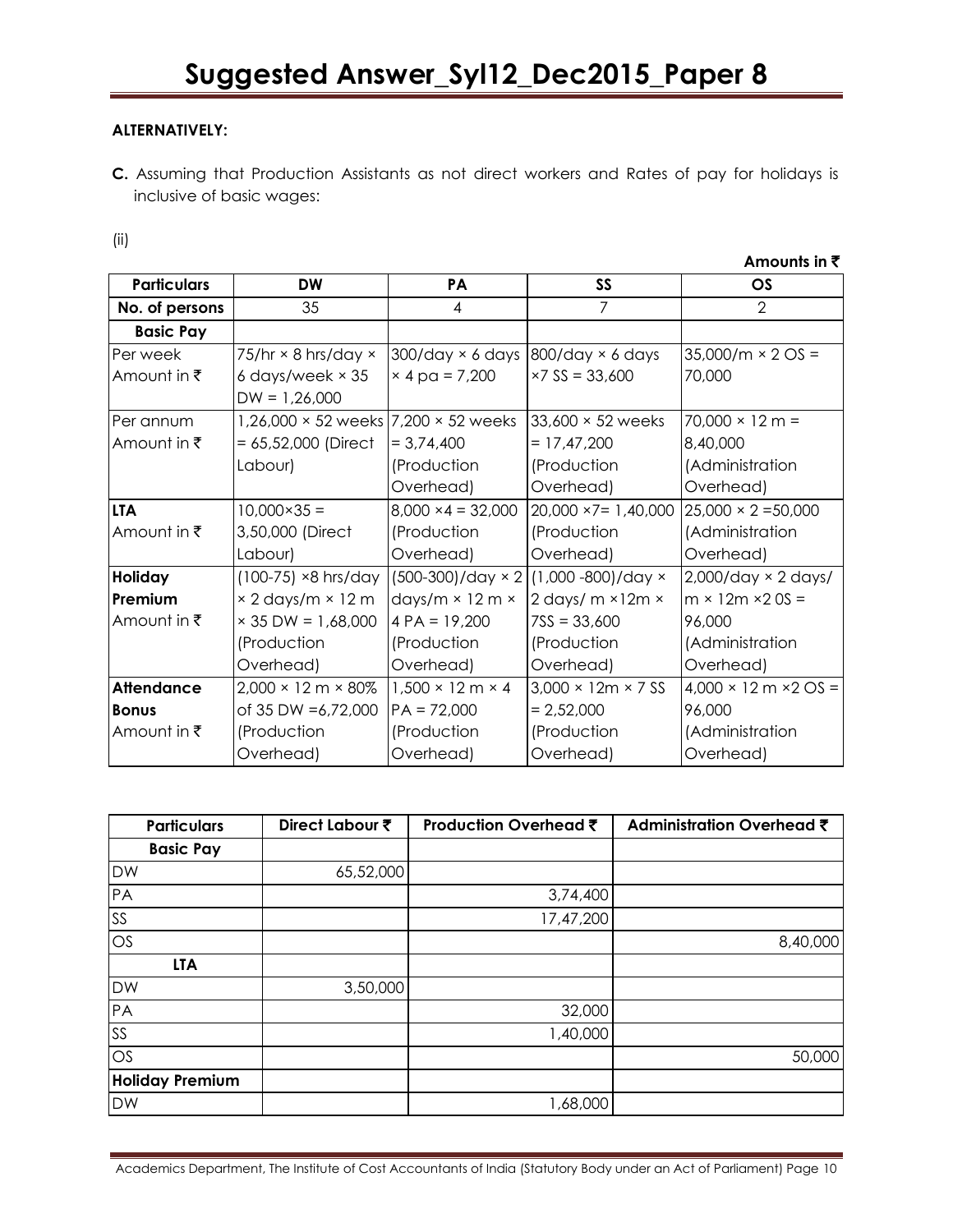**ALTERNATIVELY:**

**C.** Assuming that Production Assistants as not direct workers and Rates of pay for holidays is inclusive of basic wages:

(ii)

**Amounts in ₹**

| Particulars | DW | PA | SS | OS |
|---|---|---|---|---|
| No. of persons | 35 | 4 | 7 | 2 |
| **Basic Pay** | | | | |
| Per week Amount in ₹ | 75/hr × 8 hrs/day × 6 days/week × 35 DW = 1,26,000 | 300/day × 6 days × 4 pa = 7,200 | 800/day × 6 days ×7 SS = 33,600 | 35,000/m × 2 OS = 70,000 |
| Per annum Amount in ₹ | 1,26,000 × 52 weeks = 65,52,000 (Direct Labour) | 7,200 × 52 weeks = 3,74,400 (Production Overhead) | 33,600 × 52 weeks = 17,47,200 (Production Overhead) | 70,000 × 12 m = 8,40,000 (Administration Overhead) |
| **LTA** Amount in ₹ | 10,000×35 = 3,50,000 (Direct Labour) | 8,000 ×4 = 32,000 (Production Overhead) | 20,000 ×7= 1,40,000 (Production Overhead) | 25,000 × 2 =50,000 (Administration Overhead) |
| **Holiday Premium** Amount in ₹ | (100-75) ×8 hrs/day × 2 days/m × 12 m × 35 DW = 1,68,000 (Production Overhead) | (500-300)/day × 2 days/m × 12 m × 4 PA = 19,200 (Production Overhead) | (1,000 -800)/day × 2 days/ m ×12m × 7SS = 33,600 (Production Overhead) | 2,000/day × 2 days/ m × 12m ×2 0S = 96,000 (Administration Overhead) |
| **Attendance Bonus** Amount in ₹ | 2,000 × 12 m × 80% of 35 DW =6,72,000 (Production Overhead) | 1,500 × 12 m × 4 PA = 72,000 (Production Overhead) | 3,000 × 12m × 7 SS = 2,52,000 (Production Overhead) | 4,000 × 12 m ×2 OS = 96,000 (Administration Overhead) |

| Particulars | Direct Labour ₹ | Production Overhead ₹ | Administration Overhead ₹ |
|---|---|---|---|
| **Basic Pay** | | | |
| DW | 65,52,000 | | |
| PA | | 3,74,400 | |
| SS | | 17,47,200 | |
| OS | | | 8,40,000 |
| **LTA** | | | |
| DW | 3,50,000 | | |
| PA | | 32,000 | |
| SS | | 1,40,000 | |
| OS | | | 50,000 |
| **Holiday Premium** | | | |
| DW | | 1,68,000 | |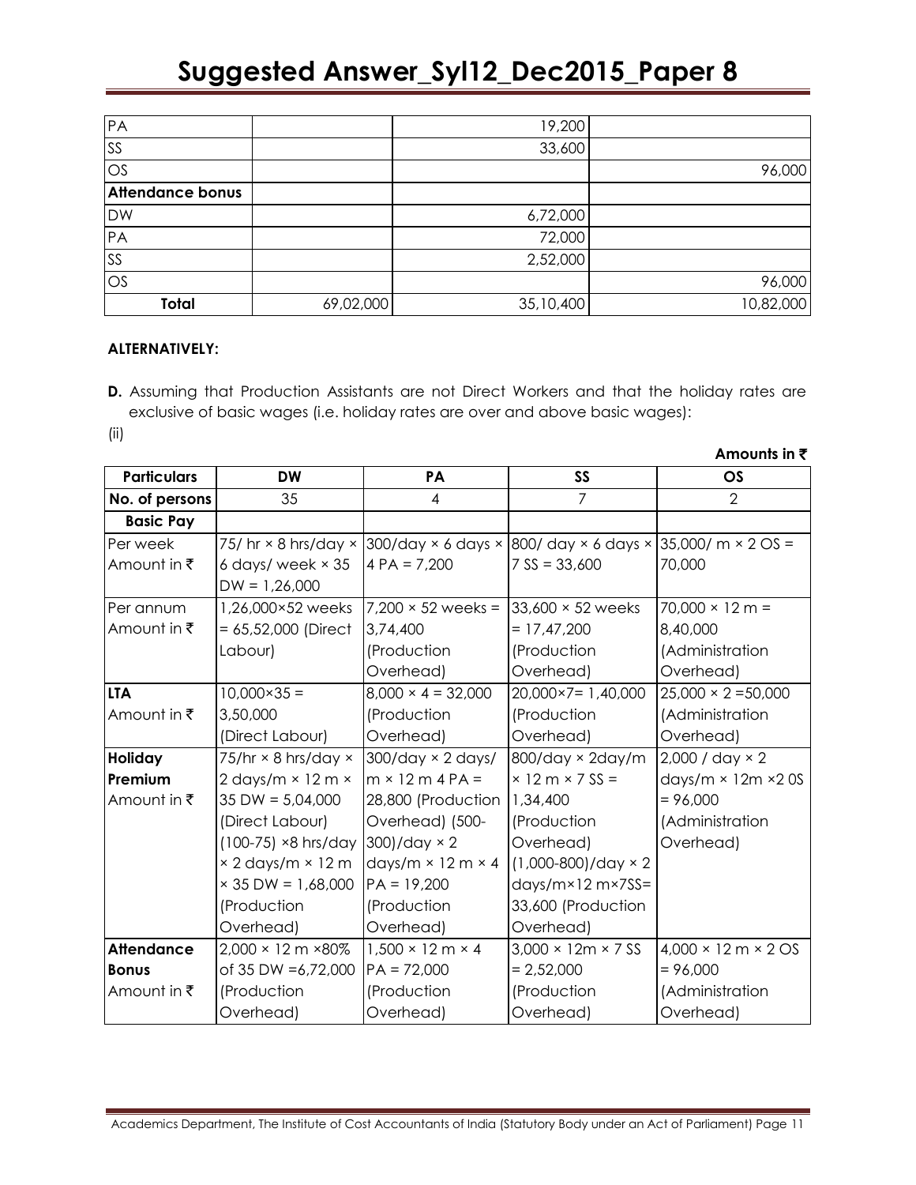| PA | | 19,200 | |
|---|---|---|---|
| SS | | 33,600 | |
| OS | | | 96,000 |
| **Attendance bonus** | | | |
| DW | | 6,72,000 | |
| PA | | 72,000 | |
| SS | | 2,52,000 | |
| OS | | | 96,000 |
| **Total** | 69,02,000 | 35,10,400 | 10,82,000 |

**ALTERNATIVELY:**

**D.** Assuming that Production Assistants are not Direct Workers and that the holiday rates are exclusive of basic wages (i.e. holiday rates are over and above basic wages):

(ii)

**Amounts in ₹**

| **Particulars** | **DW** | **PA** | **SS** | **OS** |
|---|---|---|---|---|
| **No. of persons** | 35 | 4 | 7 | 2 |
| **Basic Pay** | | | | |
| Per week Amount in ₹ | 75/ hr × 8 hrs/day × 6 days/ week × 35 DW = 1,26,000 | 300/day × 6 days × 4 PA = 7,200 | 800/ day × 6 days × 7 SS = 33,600 | 35,000/ m × 2 OS = 70,000 |
| Per annum Amount in ₹ | 1,26,000×52 weeks = 65,52,000 (Direct Labour) | 7,200 × 52 weeks = 3,74,400 (Production Overhead) | 33,600 × 52 weeks = 17,47,200 (Production Overhead) | 70,000 × 12 m = 8,40,000 (Administration Overhead) |
| **LTA** Amount in ₹ | 10,000×35 = 3,50,000 (Direct Labour) | 8,000 × 4 = 32,000 (Production Overhead) | 20,000×7= 1,40,000 (Production Overhead) | 25,000 × 2 =50,000 (Administration Overhead) |
| **Holiday Premium** Amount in ₹ | 75/hr × 8 hrs/day × 2 days/m × 12 m × 35 DW = 5,04,000 (Direct Labour) (100-75) ×8 hrs/day × 2 days/m × 12 m × 35 DW = 1,68,000 (Production Overhead) | 300/day × 2 days/ m × 12 m 4 PA = 28,800 (Production Overhead) (500-300)/day × 2 days/m × 12 m × 4 PA = 19,200 (Production Overhead) | 800/day × 2day/m × 12 m × 7 SS = 1,34,400 (Production Overhead) (1,000-800)/day × 2 days/m×12 m×7SS= 33,600 (Production Overhead) | 2,000 / day × 2 days/m × 12m ×2 0S = 96,000 (Administration Overhead) |
| **Attendance Bonus** Amount in ₹ | 2,000 × 12 m ×80% of 35 DW =6,72,000 (Production Overhead) | 1,500 × 12 m × 4 PA = 72,000 (Production Overhead) | 3,000 × 12m × 7 SS = 2,52,000 (Production Overhead) | 4,000 × 12 m × 2 OS = 96,000 (Administration Overhead) |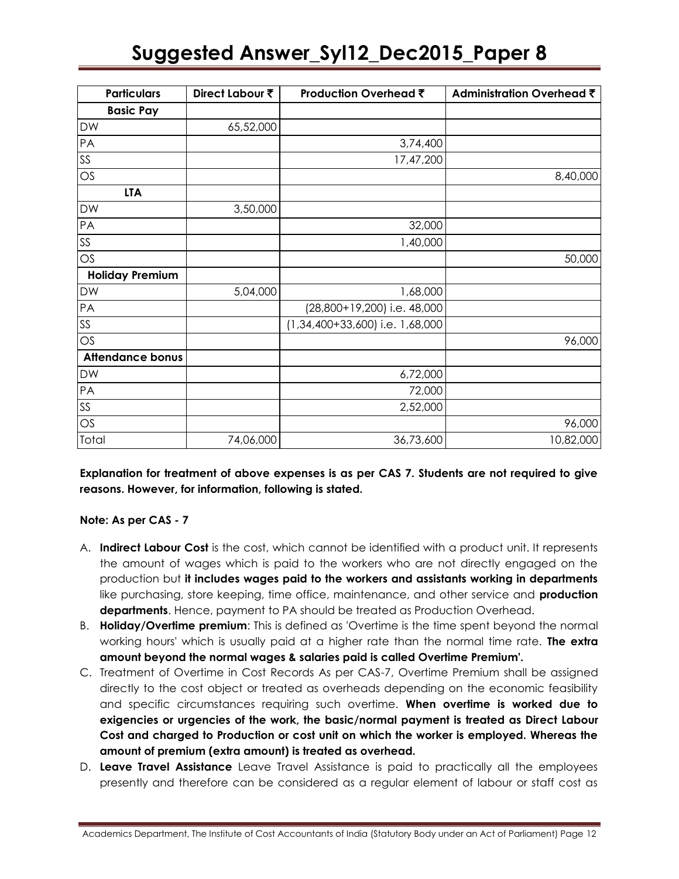| Particulars | Direct Labour ₹ | Production Overhead ₹ | Administration Overhead ₹ |
|---|---|---|---|
| **Basic Pay** | | | |
| DW | 65,52,000 | | |
| PA | | 3,74,400 | |
| SS | | 17,47,200 | |
| OS | | | 8,40,000 |
| **LTA** | | | |
| DW | 3,50,000 | | |
| PA | | 32,000 | |
| SS | | 1,40,000 | |
| OS | | | 50,000 |
| **Holiday Premium** | | | |
| DW | 5,04,000 | 1,68,000 | |
| PA | | (28,800+19,200) i.e. 48,000 | |
| SS | | (1,34,400+33,600) i.e. 1,68,000 | |
| OS | | | 96,000 |
| **Attendance bonus** | | | |
| DW | | 6,72,000 | |
| PA | | 72,000 | |
| SS | | 2,52,000 | |
| OS | | | 96,000 |
| Total | 74,06,000 | 36,73,600 | 10,82,000 |

**Explanation for treatment of above expenses is as per CAS 7. Students are not required to give reasons. However, for information, following is stated.**

**Note: As per CAS - 7**

A. **Indirect Labour Cost** is the cost, which cannot be identified with a product unit. It represents the amount of wages which is paid to the workers who are not directly engaged on the production but **it includes wages paid to the workers and assistants working in departments** like purchasing, store keeping, time office, maintenance, and other service and **production departments**. Hence, payment to PA should be treated as Production Overhead.

B. **Holiday/Overtime premium**: This is defined as 'Overtime is the time spent beyond the normal working hours' which is usually paid at a higher rate than the normal time rate. **The extra amount beyond the normal wages & salaries paid is called Overtime Premium'.**

C. Treatment of Overtime in Cost Records As per CAS-7, Overtime Premium shall be assigned directly to the cost object or treated as overheads depending on the economic feasibility and specific circumstances requiring such overtime. **When overtime is worked due to exigencies or urgencies of the work, the basic/normal payment is treated as Direct Labour Cost and charged to Production or cost unit on which the worker is employed. Whereas the amount of premium (extra amount) is treated as overhead.**

D. **Leave Travel Assistance** Leave Travel Assistance is paid to practically all the employees presently and therefore can be considered as a regular element of labour or staff cost as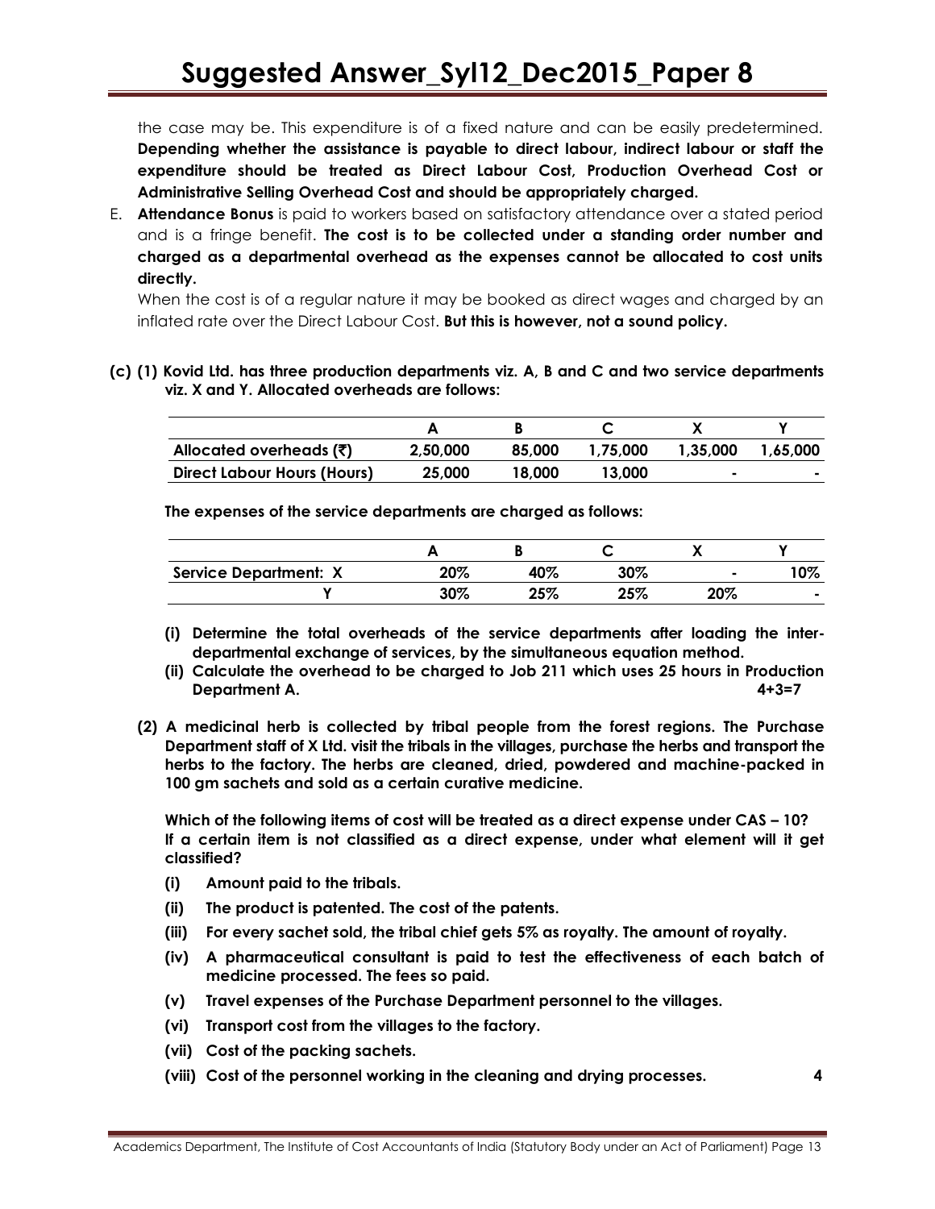the case may be. This expenditure is of a fixed nature and can be easily predetermined. **Depending whether the assistance is payable to direct labour, indirect labour or staff the expenditure should be treated as Direct Labour Cost, Production Overhead Cost or Administrative Selling Overhead Cost and should be appropriately charged.**

E. **Attendance Bonus** is paid to workers based on satisfactory attendance over a stated period and is a fringe benefit. **The cost is to be collected under a standing order number and charged as a departmental overhead as the expenses cannot be allocated to cost units directly.**

   When the cost is of a regular nature it may be booked as direct wages and charged by an inflated rate over the Direct Labour Cost. **But this is however, not a sound policy.**

**(c) (1) Kovid Ltd. has three production departments viz. A, B and C and two service departments viz. X and Y. Allocated overheads are follows:**

| | A | B | C | X | Y |
|---|---|---|---|---|---|
| **Allocated overheads (₹)** | **2,50,000** | **85,000** | **1,75,000** | **1,35,000** | **1,65,000** |
| **Direct Labour Hours (Hours)** | **25,000** | **18,000** | **13,000** | **-** | **-** |

**The expenses of the service departments are charged as follows:**

| | A | B | C | X | Y |
|---|---|---|---|---|---|
| **Service Department: X** | **20%** | **40%** | **30%** | **-** | **10%** |
| **Y** | **30%** | **25%** | **25%** | **20%** | **-** |

**(i) Determine the total overheads of the service departments after loading the inter-departmental exchange of services, by the simultaneous equation method.**

**(ii) Calculate the overhead to be charged to Job 211 which uses 25 hours in Production Department A.** **4+3=7**

**(2) A medicinal herb is collected by tribal people from the forest regions. The Purchase Department staff of X Ltd. visit the tribals in the villages, purchase the herbs and transport the herbs to the factory. The herbs are cleaned, dried, powdered and machine-packed in 100 gm sachets and sold as a certain curative medicine.**

**Which of the following items of cost will be treated as a direct expense under CAS – 10? If a certain item is not classified as a direct expense, under what element will it get classified?**

**(i) Amount paid to the tribals.**

**(ii) The product is patented. The cost of the patents.**

**(iii) For every sachet sold, the tribal chief gets 5% as royalty. The amount of royalty.**

**(iv) A pharmaceutical consultant is paid to test the effectiveness of each batch of medicine processed. The fees so paid.**

**(v) Travel expenses of the Purchase Department personnel to the villages.**

**(vi) Transport cost from the villages to the factory.**

**(vii) Cost of the packing sachets.**

**(viii) Cost of the personnel working in the cleaning and drying processes.** **4**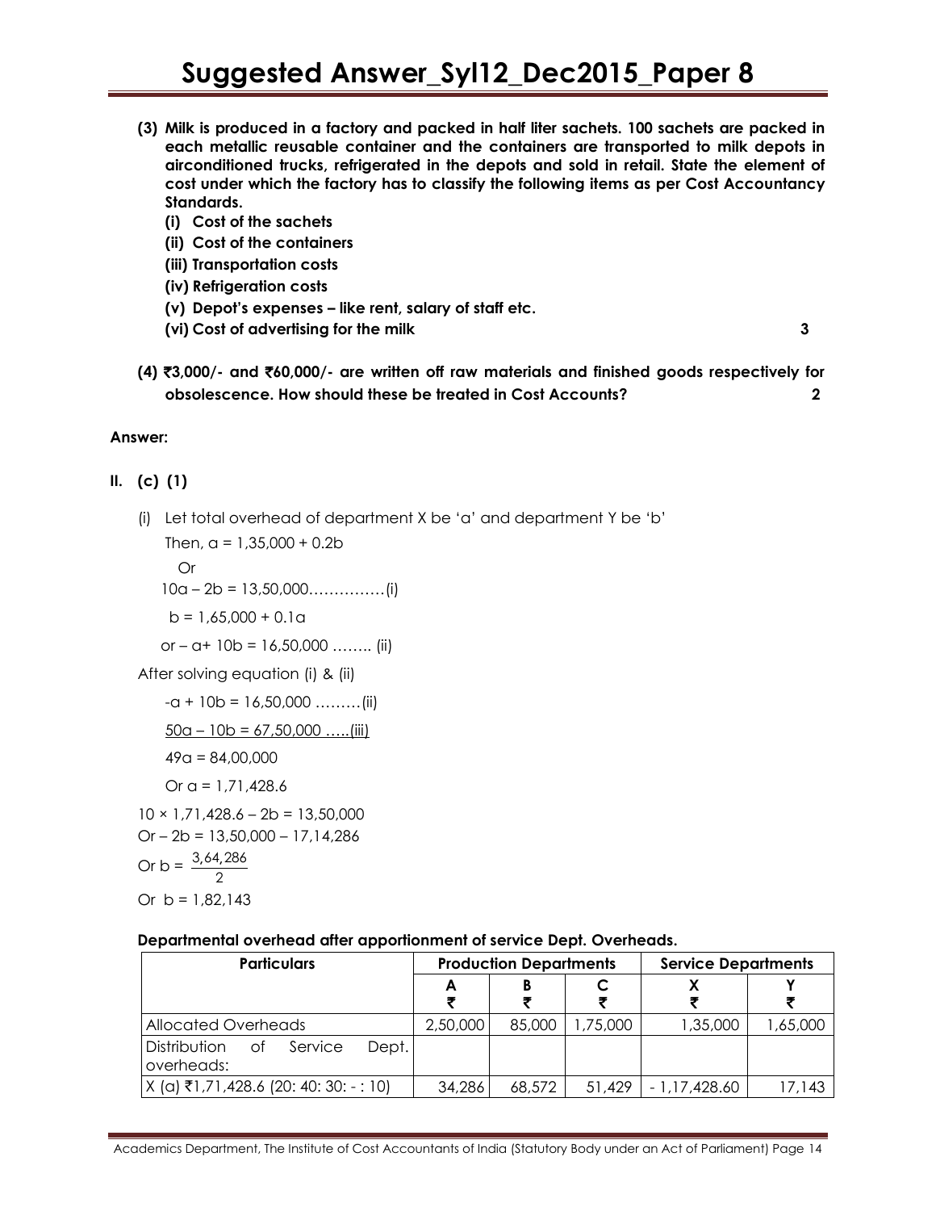**(3) Milk is produced in a factory and packed in half liter sachets. 100 sachets are packed in each metallic reusable container and the containers are transported to milk depots in airconditioned trucks, refrigerated in the depots and sold in retail. State the element of cost under which the factory has to classify the following items as per Cost Accountancy Standards.**

**(i) Cost of the sachets**

**(ii) Cost of the containers**

**(iii) Transportation costs**

**(iv) Refrigeration costs**

**(v) Depot's expenses – like rent, salary of staff etc.**

**(vi) Cost of advertising for the milk** **3**

**(4) ₹3,000/- and ₹60,000/- are written off raw materials and finished goods respectively for obsolescence. How should these be treated in Cost Accounts?** **2**

**Answer:**

**II. (c) (1)**

(i) Let total overhead of department X be 'a' and department Y be 'b'

Then, a = 1,35,000 + 0.2b

Or

10a – 2b = 13,50,000……………(i)

b = 1,65,000 + 0.1a

or – a+ 10b = 16,50,000 …….. (ii)

After solving equation (i) & (ii)

-a + 10b = 16,50,000 ………(ii)

50a – 10b = 67,50,000 …..(iii)

49a = 84,00,000

Or a = 1,71,428.6

10 × 1,71,428.6 – 2b = 13,50,000

Or – 2b = 13,50,000 – 17,14,286

Or b = $\frac{3,64,286}{2}$

Or b = 1,82,143

**Departmental overhead after apportionment of service Dept. Overheads.**

| Particulars | Production Departments | | | Service Departments | |
|---|---|---|---|---|---|
| | A ₹ | B ₹ | C ₹ | X ₹ | Y ₹ |
| Allocated Overheads | 2,50,000 | 85,000 | 1,75,000 | 1,35,000 | 1,65,000 |
| Distribution of Service Dept. overheads: | | | | | |
| X (a) ₹1,71,428.6 (20: 40: 30: - : 10) | 34,286 | 68,572 | 51,429 | - 1,17,428.60 | 17,143 |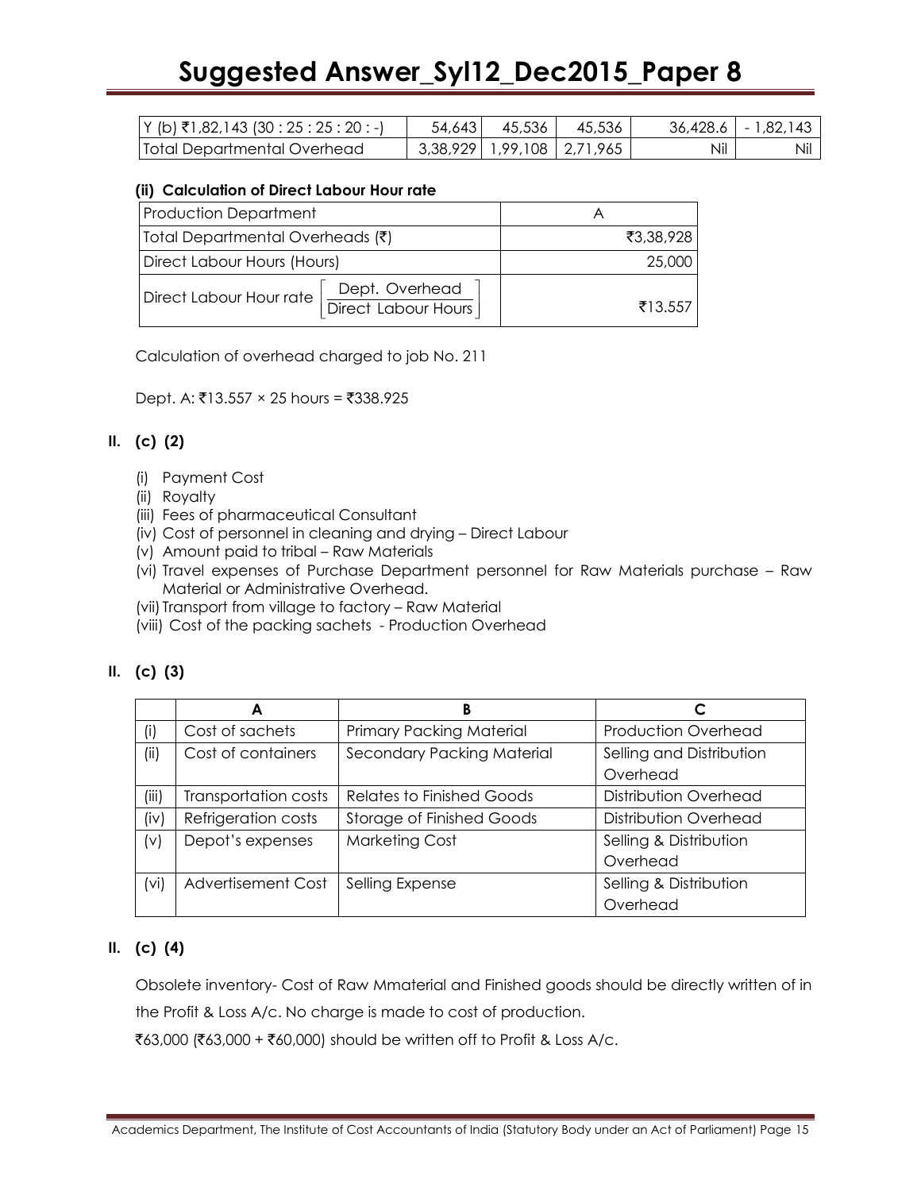| Y (b) ₹1,82,143 (30 : 25 : 25 : 20 : -) | 54,643 | 45,536 | 45,536 | 36,428.6 | - 1,82,143 |
|---|---|---|---|---|---|
| Total Departmental Overhead | 3,38,929 | 1,99,108 | 2,71,965 | Nil | Nil |

#### (ii) Calculation of Direct Labour Hour rate

| Production Department | A |
|---|---|
| Total Departmental Overheads (₹) | ₹3,38,928 |
| Direct Labour Hours (Hours) | 25,000 |
| Direct Labour Hour rate $\left[\dfrac{\text{Dept. Overhead}}{\text{Direct Labour Hours}}\right]$ | ₹13.557 |

Calculation of overhead charged to job No. 211

Dept. A: ₹13.557 × 25 hours = ₹338.925

### II. (c) (2)

(i) Payment Cost
(ii) Royalty
(iii) Fees of pharmaceutical Consultant
(iv) Cost of personnel in cleaning and drying – Direct Labour
(v) Amount paid to tribal – Raw Materials
(vi) Travel expenses of Purchase Department personnel for Raw Materials purchase – Raw Material or Administrative Overhead.
(vii) Transport from village to factory – Raw Material
(viii) Cost of the packing sachets - Production Overhead

### II. (c) (3)

| | A | B | C |
|---|---|---|---|
| (i) | Cost of sachets | Primary Packing Material | Production Overhead |
| (ii) | Cost of containers | Secondary Packing Material | Selling and Distribution Overhead |
| (iii) | Transportation costs | Relates to Finished Goods | Distribution Overhead |
| (iv) | Refrigeration costs | Storage of Finished Goods | Distribution Overhead |
| (v) | Depot's expenses | Marketing Cost | Selling & Distribution Overhead |
| (vi) | Advertisement Cost | Selling Expense | Selling & Distribution Overhead |

### II. (c) (4)

Obsolete inventory- Cost of Raw Mmaterial and Finished goods should be directly written of in the Profit & Loss A/c. No charge is made to cost of production.

₹63,000 (₹63,000 + ₹60,000) should be written off to Profit & Loss A/c.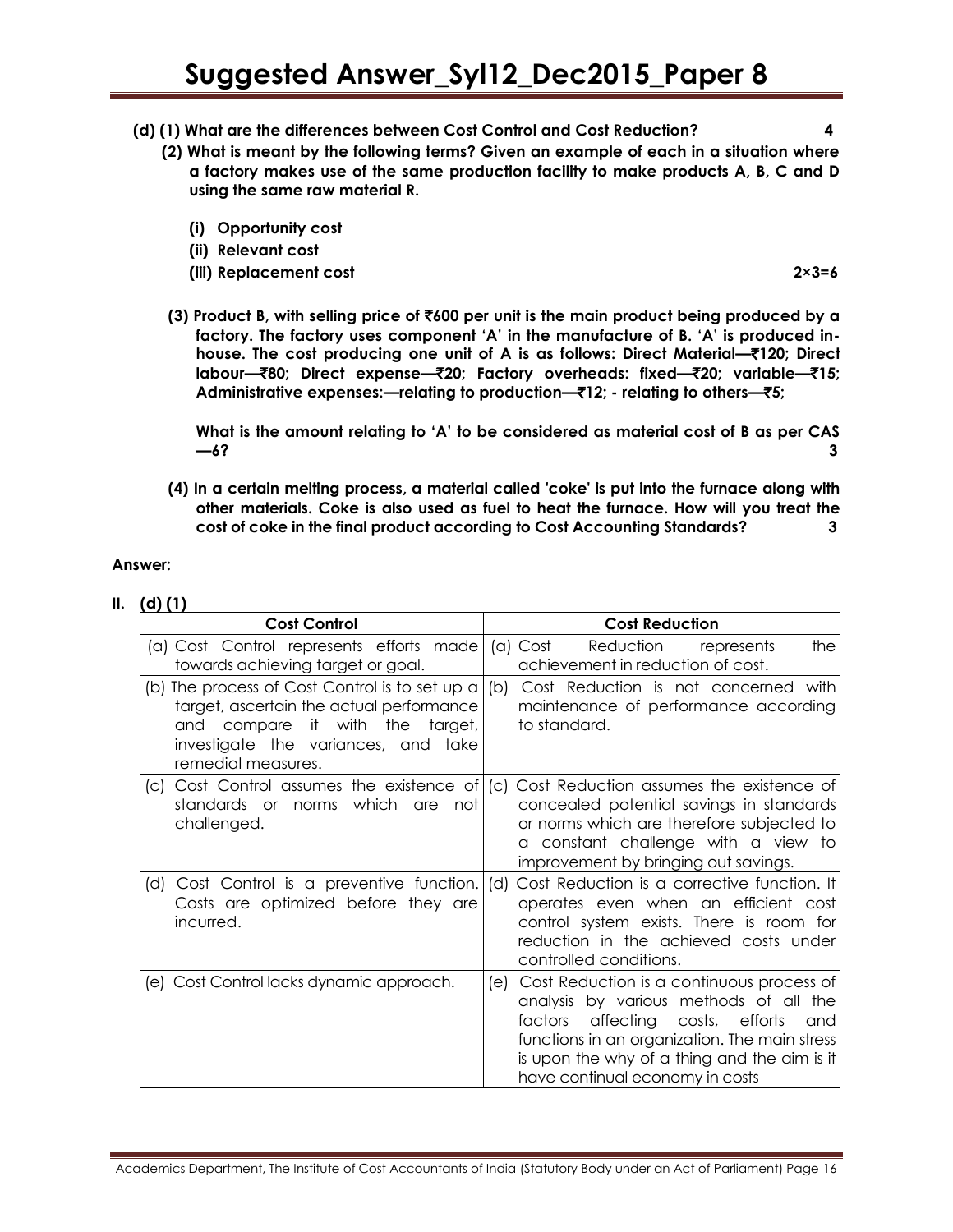**(d) (1) What are the differences between Cost Control and Cost Reduction? 4**

**(2) What is meant by the following terms? Given an example of each in a situation where a factory makes use of the same production facility to make products A, B, C and D using the same raw material R.**

**(i) Opportunity cost**

**(ii) Relevant cost**

**(iii) Replacement cost 2×3=6**

**(3) Product B, with selling price of ₹600 per unit is the main product being produced by a factory. The factory uses component 'A' in the manufacture of B. 'A' is produced in-house. The cost producing one unit of A is as follows: Direct Material—₹120; Direct labour—₹80; Direct expense—₹20; Factory overheads: fixed—₹20; variable—₹15; Administrative expenses:—relating to production—₹12; - relating to others—₹5;**

**What is the amount relating to 'A' to be considered as material cost of B as per CAS —6? 3**

**(4) In a certain melting process, a material called 'coke' is put into the furnace along with other materials. Coke is also used as fuel to heat the furnace. How will you treat the cost of coke in the final product according to Cost Accounting Standards? 3**

**Answer:**

**II. (d) (1)**

| Cost Control | Cost Reduction |
|---|---|
| (a) Cost Control represents efforts made towards achieving target or goal. | (a) Cost Reduction represents the achievement in reduction of cost. |
| (b) The process of Cost Control is to set up a target, ascertain the actual performance and compare it with the target, investigate the variances, and take remedial measures. | (b) Cost Reduction is not concerned with maintenance of performance according to standard. |
| (c) Cost Control assumes the existence of standards or norms which are not challenged. | (c) Cost Reduction assumes the existence of concealed potential savings in standards or norms which are therefore subjected to a constant challenge with a view to improvement by bringing out savings. |
| (d) Cost Control is a preventive function. Costs are optimized before they are incurred. | (d) Cost Reduction is a corrective function. It operates even when an efficient cost control system exists. There is room for reduction in the achieved costs under controlled conditions. |
| (e) Cost Control lacks dynamic approach. | (e) Cost Reduction is a continuous process of analysis by various methods of all the factors affecting costs, efforts and functions in an organization. The main stress is upon the why of a thing and the aim is it have continual economy in costs |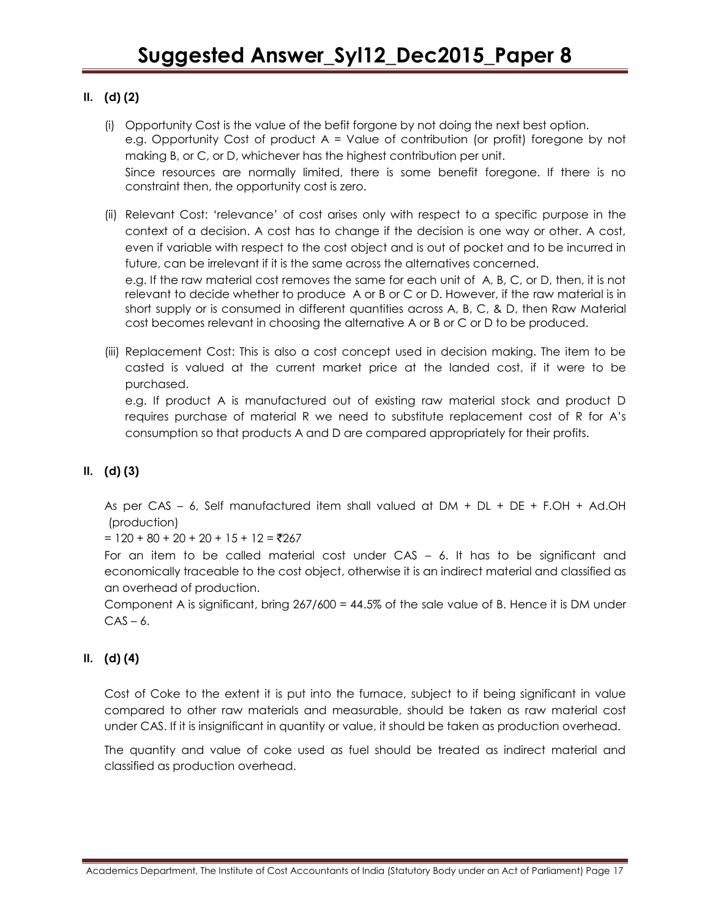## II. (d) (2)

(i) Opportunity Cost is the value of the befit forgone by not doing the next best option.
e.g. Opportunity Cost of product A = Value of contribution (or profit) foregone by not making B, or C, or D, whichever has the highest contribution per unit.
Since resources are normally limited, there is some benefit foregone. If there is no constraint then, the opportunity cost is zero.

(ii) Relevant Cost: 'relevance' of cost arises only with respect to a specific purpose in the context of a decision. A cost has to change if the decision is one way or other. A cost, even if variable with respect to the cost object and is out of pocket and to be incurred in future, can be irrelevant if it is the same across the alternatives concerned.
e.g. If the raw material cost removes the same for each unit of A, B, C, or D, then, it is not relevant to decide whether to produce A or B or C or D. However, if the raw material is in short supply or is consumed in different quantities across A, B, C, & D, then Raw Material cost becomes relevant in choosing the alternative A or B or C or D to be produced.

(iii) Replacement Cost: This is also a cost concept used in decision making. The item to be casted is valued at the current market price at the landed cost, if it were to be purchased.
e.g. If product A is manufactured out of existing raw material stock and product D requires purchase of material R we need to substitute replacement cost of R for A's consumption so that products A and D are compared appropriately for their profits.

## II. (d) (3)

As per CAS – 6, Self manufactured item shall valued at DM + DL + DE + F.OH + Ad.OH (production)

= 120 + 80 + 20 + 20 + 15 + 12 = ₹267

For an item to be called material cost under CAS – 6. It has to be significant and economically traceable to the cost object, otherwise it is an indirect material and classified as an overhead of production.

Component A is significant, bring 267/600 = 44.5% of the sale value of B. Hence it is DM under CAS – 6.

## II. (d) (4)

Cost of Coke to the extent it is put into the furnace, subject to if being significant in value compared to other raw materials and measurable, should be taken as raw material cost under CAS. If it is insignificant in quantity or value, it should be taken as production overhead.

The quantity and value of coke used as fuel should be treated as indirect material and classified as production overhead.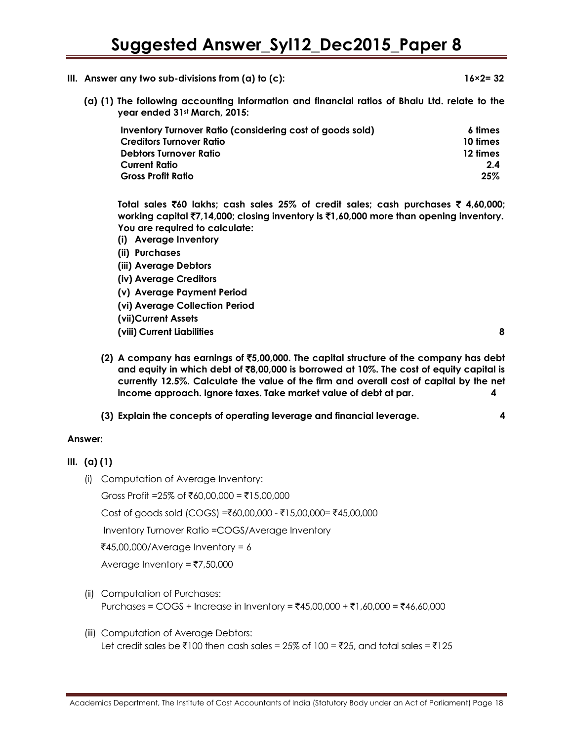**III. Answer any two sub-divisions from (a) to (c): 16×2= 32**

**(a) (1) The following accounting information and financial ratios of Bhalu Ltd. relate to the year ended 31st March, 2015:**

| | |
|---|---|
| **Inventory Turnover Ratio (considering cost of goods sold)** | **6 times** |
| **Creditors Turnover Ratio** | **10 times** |
| **Debtors Turnover Ratio** | **12 times** |
| **Current Ratio** | **2.4** |
| **Gross Profit Ratio** | **25%** |

**Total sales ₹60 lakhs; cash sales 25% of credit sales; cash purchases ₹ 4,60,000; working capital ₹7,14,000; closing inventory is ₹1,60,000 more than opening inventory. You are required to calculate:**

**(i) Average Inventory**

**(ii) Purchases**

**(iii) Average Debtors**

**(iv) Average Creditors**

**(v) Average Payment Period**

**(vi) Average Collection Period**

**(vii) Current Assets**

**(viii) Current Liabilities 8**

**(2) A company has earnings of ₹5,00,000. The capital structure of the company has debt and equity in which debt of ₹8,00,000 is borrowed at 10%. The cost of equity capital is currently 12.5%. Calculate the value of the firm and overall cost of capital by the net income approach. Ignore taxes. Take market value of debt at par. 4**

**(3) Explain the concepts of operating leverage and financial leverage. 4**

**Answer:**

**III. (a) (1)**

(i) Computation of Average Inventory:

Gross Profit =25% of ₹60,00,000 = ₹15,00,000

Cost of goods sold (COGS) =₹60,00,000 - ₹15,00,000= ₹45,00,000

Inventory Turnover Ratio =COGS/Average Inventory

₹45,00,000/Average Inventory = 6

Average Inventory = ₹7,50,000

(ii) Computation of Purchases:
Purchases = COGS + Increase in Inventory = ₹45,00,000 + ₹1,60,000 = ₹46,60,000

(iii) Computation of Average Debtors:
Let credit sales be ₹100 then cash sales = 25% of 100 = ₹25, and total sales = ₹125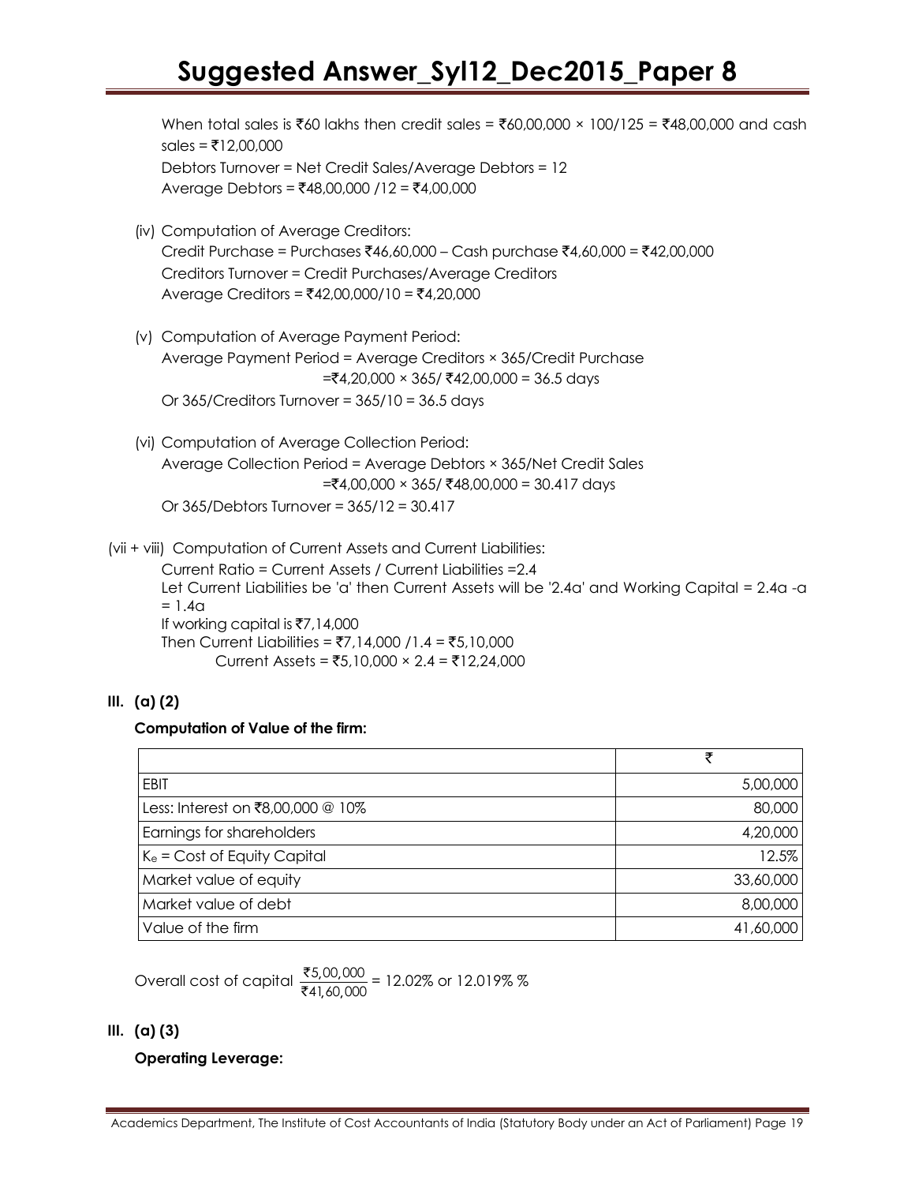When total sales is ₹60 lakhs then credit sales = ₹60,00,000 × 100/125 = ₹48,00,000 and cash sales = ₹12,00,000

Debtors Turnover = Net Credit Sales/Average Debtors = 12

Average Debtors = ₹48,00,000 /12 = ₹4,00,000

(iv) Computation of Average Creditors:

Credit Purchase = Purchases ₹46,60,000 – Cash purchase ₹4,60,000 = ₹42,00,000

Creditors Turnover = Credit Purchases/Average Creditors

Average Creditors = ₹42,00,000/10 = ₹4,20,000

(v) Computation of Average Payment Period:

Average Payment Period = Average Creditors × 365/Credit Purchase

= ₹4,20,000 × 365/ ₹42,00,000 = 36.5 days

Or 365/Creditors Turnover = 365/10 = 36.5 days

(vi) Computation of Average Collection Period:

Average Collection Period = Average Debtors × 365/Net Credit Sales

= ₹4,00,000 × 365/ ₹48,00,000 = 30.417 days

Or 365/Debtors Turnover = 365/12 = 30.417

(vii + viii) Computation of Current Assets and Current Liabilities:

Current Ratio = Current Assets / Current Liabilities = 2.4

Let Current Liabilities be 'a' then Current Assets will be '2.4a' and Working Capital = 2.4a - a = 1.4a

If working capital is ₹7,14,000

Then Current Liabilities = ₹7,14,000 /1.4 = ₹5,10,000

Current Assets = ₹5,10,000 × 2.4 = ₹12,24,000

**III. (a) (2)**

**Computation of Value of the firm:**

| | ₹ |
|---|---:|
| EBIT | 5,00,000 |
| Less: Interest on ₹8,00,000 @ 10% | 80,000 |
| Earnings for shareholders | 4,20,000 |
| $K_e$ = Cost of Equity Capital | 12.5% |
| Market value of equity | 33,60,000 |
| Market value of debt | 8,00,000 |
| Value of the firm | 41,60,000 |

Overall cost of capital $\frac{₹5,00,000}{₹41,60,000}$ = 12.02% or 12.019% %

**III. (a) (3)**

**Operating Leverage:**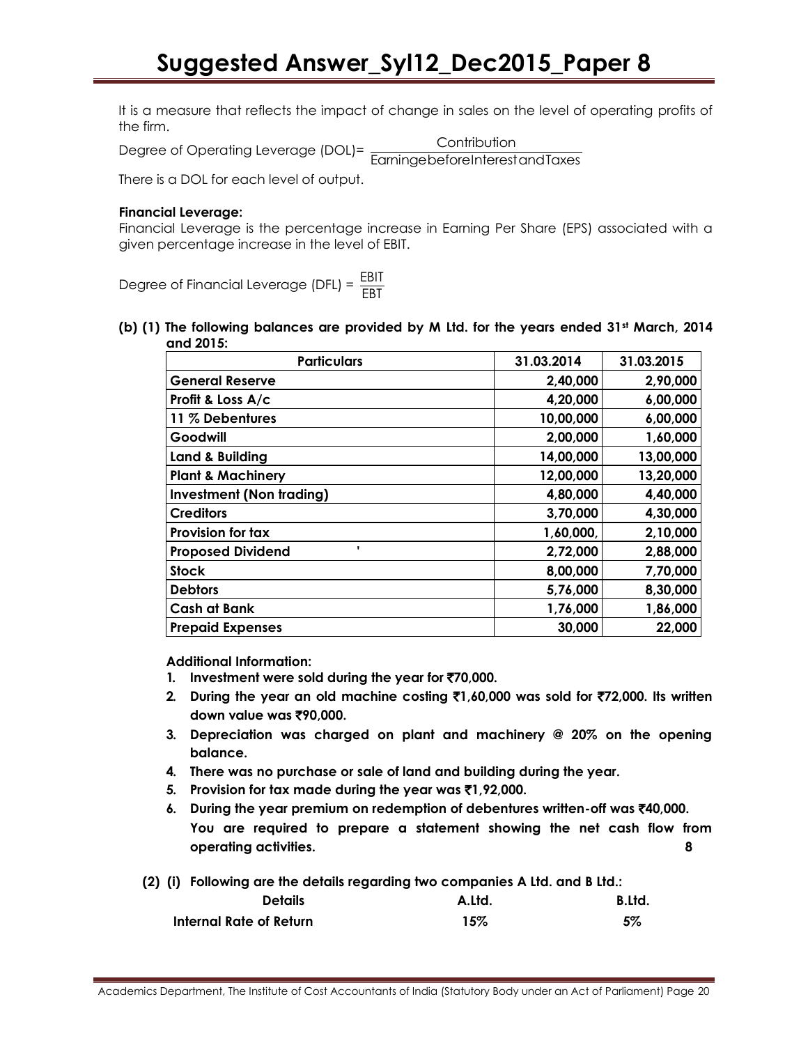It is a measure that reflects the impact of change in sales on the level of operating profits of the firm.

Degree of Operating Leverage (DOL)= $\frac{\text{Contribution}}{\text{Earninge before Interest and Taxes}}$

There is a DOL for each level of output.

**Financial Leverage:**

Financial Leverage is the percentage increase in Earning Per Share (EPS) associated with a given percentage increase in the level of EBIT.

Degree of Financial Leverage (DFL) = $\frac{\text{EBIT}}{\text{EBT}}$

**(b) (1) The following balances are provided by M Ltd. for the years ended 31st March, 2014 and 2015:**

| Particulars | 31.03.2014 | 31.03.2015 |
|---|---|---|
| General Reserve | 2,40,000 | 2,90,000 |
| Profit & Loss A/c | 4,20,000 | 6,00,000 |
| 11 % Debentures | 10,00,000 | 6,00,000 |
| Goodwill | 2,00,000 | 1,60,000 |
| Land & Building | 14,00,000 | 13,00,000 |
| Plant & Machinery | 12,00,000 | 13,20,000 |
| Investment (Non trading) | 4,80,000 | 4,40,000 |
| Creditors | 3,70,000 | 4,30,000 |
| Provision for tax | 1,60,000, | 2,10,000 |
| Proposed Dividend | 2,72,000 | 2,88,000 |
| Stock | 8,00,000 | 7,70,000 |
| Debtors | 5,76,000 | 8,30,000 |
| Cash at Bank | 1,76,000 | 1,86,000 |
| Prepaid Expenses | 30,000 | 22,000 |

**Additional Information:**

1. **Investment were sold during the year for ₹70,000.**
2. **During the year an old machine costing ₹1,60,000 was sold for ₹72,000. Its written down value was ₹90,000.**
3. **Depreciation was charged on plant and machinery @ 20% on the opening balance.**
4. **There was no purchase or sale of land and building during the year.**
5. **Provision for tax made during the year was ₹1,92,000.**
6. **During the year premium on redemption of debentures written-off was ₹40,000.**
   **You are required to prepare a statement showing the net cash flow from operating activities.** **8**

**(2) (i) Following are the details regarding two companies A Ltd. and B Ltd.:**

| Details | A.Ltd. | B.Ltd. |
|---|---|---|
| Internal Rate of Return | 15% | 5% |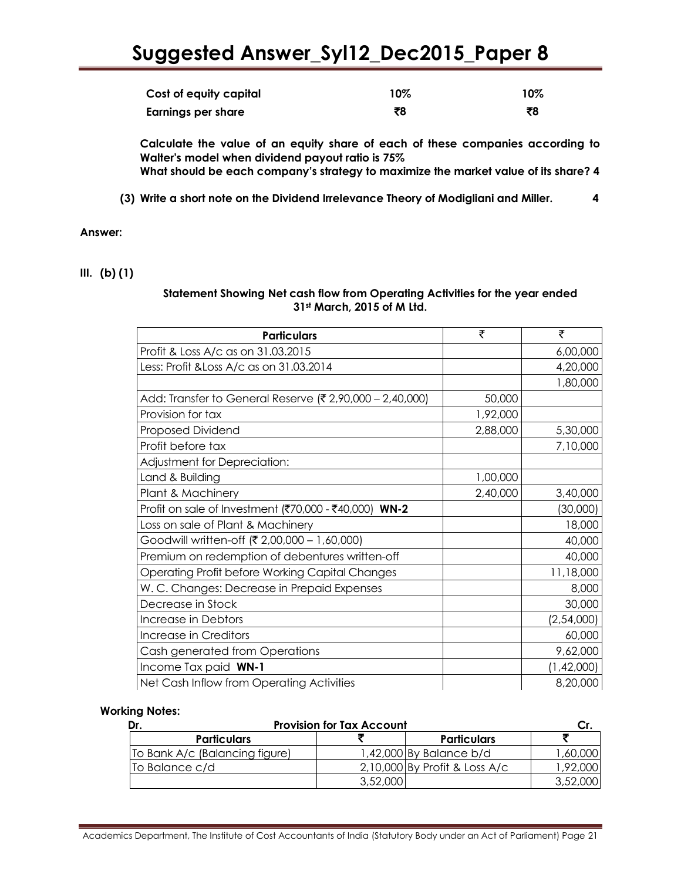| Cost of equity capital | 10% | 10% |
|---|---|---|
| Earnings per share | ₹8 | ₹8 |

**Calculate the value of an equity share of each of these companies according to Walter's model when dividend payout ratio is 75%**
**What should be each company's strategy to maximize the market value of its share? 4**

**(3) Write a short note on the Dividend Irrelevance Theory of Modigliani and Miller. 4**

**Answer:**

**III. (b) (1)**

**Statement Showing Net cash flow from Operating Activities for the year ended 31st March, 2015 of M Ltd.**

| Particulars | ₹ | ₹ |
|---|---|---|
| Profit & Loss A/c as on 31.03.2015 | | 6,00,000 |
| Less: Profit &Loss A/c as on 31.03.2014 | | 4,20,000 |
| | | 1,80,000 |
| Add: Transfer to General Reserve (₹ 2,90,000 – 2,40,000) | 50,000 | |
| Provision for tax | 1,92,000 | |
| Proposed Dividend | 2,88,000 | 5,30,000 |
| Profit before tax | | 7,10,000 |
| Adjustment for Depreciation: | | |
| Land & Building | 1,00,000 | |
| Plant & Machinery | 2,40,000 | 3,40,000 |
| Profit on sale of Investment (₹70,000 - ₹40,000) **WN-2** | | (30,000) |
| Loss on sale of Plant & Machinery | | 18,000 |
| Goodwill written-off (₹ 2,00,000 – 1,60,000) | | 40,000 |
| Premium on redemption of debentures written-off | | 40,000 |
| Operating Profit before Working Capital Changes | | 11,18,000 |
| W. C. Changes: Decrease in Prepaid Expenses | | 8,000 |
| Decrease in Stock | | 30,000 |
| Increase in Debtors | | (2,54,000) |
| Increase in Creditors | | 60,000 |
| Cash generated from Operations | | 9,62,000 |
| Income Tax paid **WN-1** | | (1,42,000) |
| Net Cash Inflow from Operating Activities | | 8,20,000 |

**Working Notes:**

**Provision for Tax Account**

| Dr. Particulars | ₹ | Cr. Particulars | ₹ |
|---|---|---|---|
| To Bank A/c (Balancing figure) | 1,42,000 | By Balance b/d | 1,60,000 |
| To Balance c/d | 2,10,000 | By Profit & Loss A/c | 1,92,000 |
| | 3,52,000 | | 3,52,000 |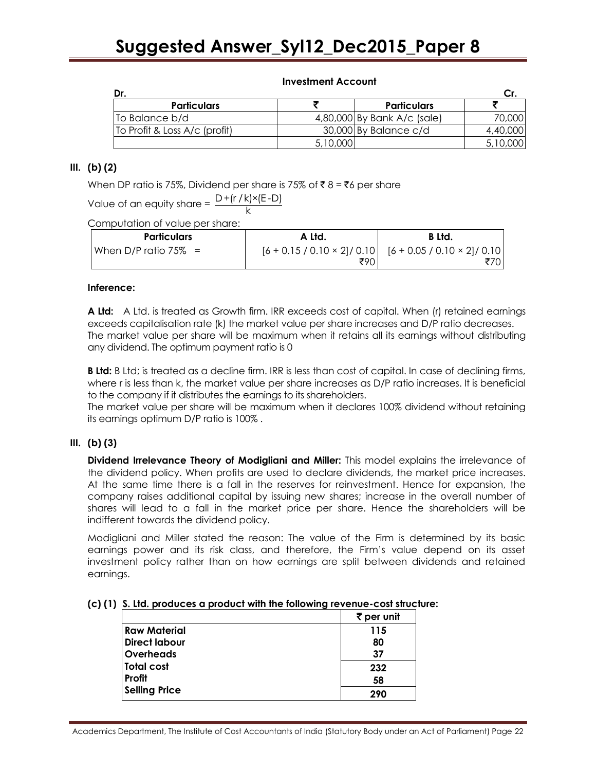**Investment Account**

| Dr. | | | Cr. |
|---|---|---|---|
| **Particulars** | **₹** | **Particulars** | **₹** |
| To Balance b/d | 4,80,000 | By Bank A/c (sale) | 70,000 |
| To Profit & Loss A/c (profit) | 30,000 | By Balance c/d | 4,40,000 |
| | 5,10,000 | | 5,10,000 |

## III. (b) (2)

When DP ratio is 75%, Dividend per share is 75% of ₹ 8 = ₹6 per share

Value of an equity share = $\frac{D+(r/k)\times(E-D)}{k}$

Computation of value per share:

| Particulars | A Ltd. | B Ltd. |
|---|---|---|
| When D/P ratio 75% = | $[6 + 0.15 / 0.10 \times 2] / 0.10$ ₹90 | $[6 + 0.05 / 0.10 \times 2] / 0.10$ ₹70 |

**Inference:**

**A Ltd:** A Ltd. is treated as Growth firm. IRR exceeds cost of capital. When (r) retained earnings exceeds capitalisation rate (k) the market value per share increases and D/P ratio decreases. The market value per share will be maximum when it retains all its earnings without distributing any dividend. The optimum payment ratio is 0

**B Ltd:** B Ltd; is treated as a decline firm. IRR is less than cost of capital. In case of declining firms, where r is less than k, the market value per share increases as D/P ratio increases. It is beneficial to the company if it distributes the earnings to its shareholders.
The market value per share will be maximum when it declares 100% dividend without retaining its earnings optimum D/P ratio is 100% .

## III. (b) (3)

**Dividend Irrelevance Theory of Modigliani and Miller:** This model explains the irrelevance of the dividend policy. When profits are used to declare dividends, the market price increases. At the same time there is a fall in the reserves for reinvestment. Hence for expansion, the company raises additional capital by issuing new shares; increase in the overall number of shares will lead to a fall in the market price per share. Hence the shareholders will be indifferent towards the dividend policy.

Modigliani and Miller stated the reason: The value of the Firm is determined by its basic earnings power and its risk class, and therefore, the Firm's value depend on its asset investment policy rather than on how earnings are split between dividends and retained earnings.

**(c) (1) S. Ltd. produces a product with the following revenue-cost structure:**

| | **₹ per unit** |
|---|---|
| **Raw Material** | **115** |
| **Direct labour** | **80** |
| **Overheads** | **37** |
| **Total cost** | **232** |
| **Profit** | **58** |
| **Selling Price** | **290** |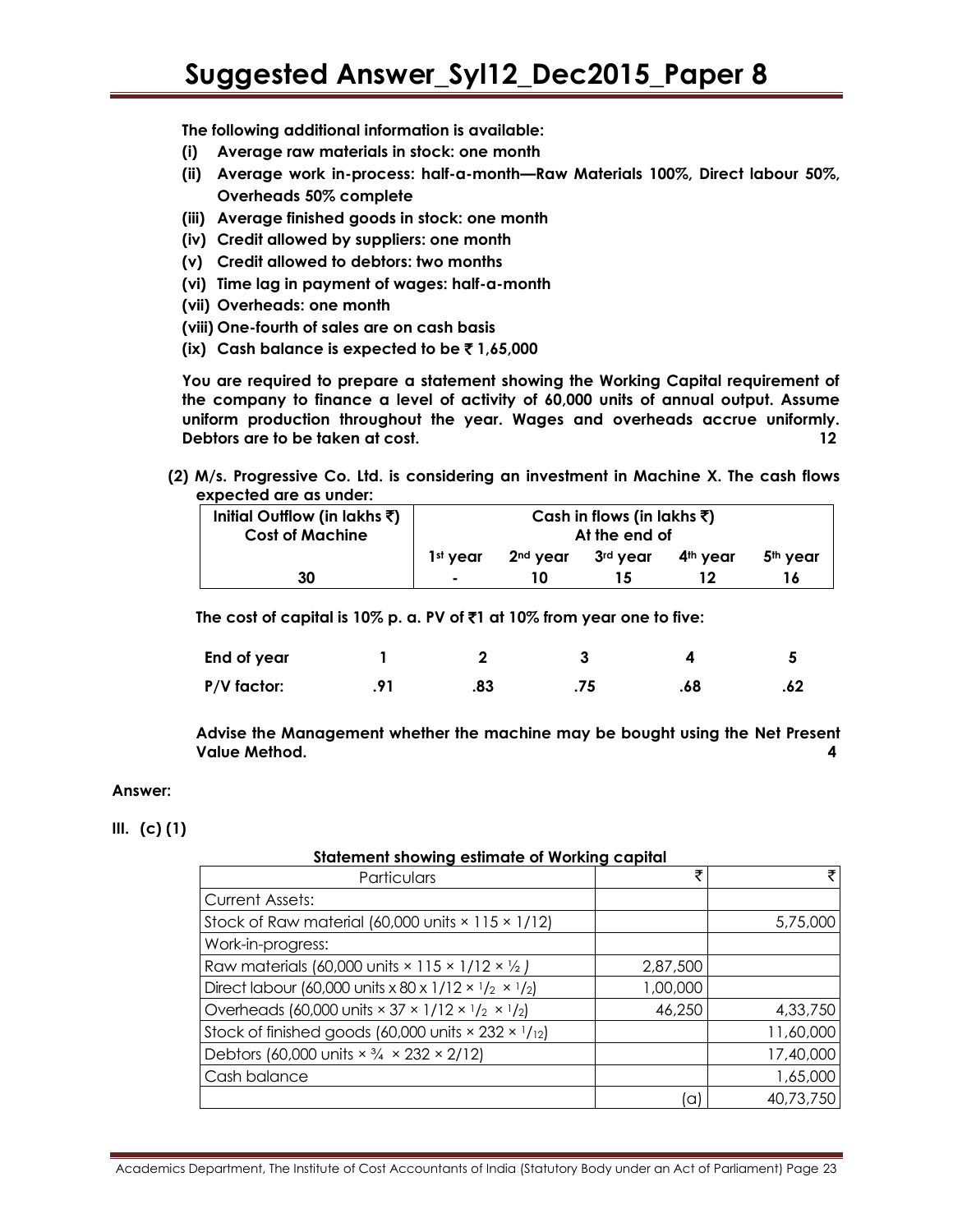**The following additional information is available:**

**(i) Average raw materials in stock: one month**

**(ii) Average work in-process: half-a-month—Raw Materials 100%, Direct labour 50%, Overheads 50% complete**

**(iii) Average finished goods in stock: one month**

**(iv) Credit allowed by suppliers: one month**

**(v) Credit allowed to debtors: two months**

**(vi) Time lag in payment of wages: half-a-month**

**(vii) Overheads: one month**

**(viii) One-fourth of sales are on cash basis**

**(ix) Cash balance is expected to be ₹ 1,65,000**

**You are required to prepare a statement showing the Working Capital requirement of the company to finance a level of activity of 60,000 units of annual output. Assume uniform production throughout the year. Wages and overheads accrue uniformly. Debtors are to be taken at cost.** **12**

**(2) M/s. Progressive Co. Ltd. is considering an investment in Machine X. The cash flows expected are as under:**

| Initial Outflow (in lakhs ₹) Cost of Machine | Cash in flows (in lakhs ₹) At the end of | | | | |
|---|---|---|---|---|---|
| | 1st year | 2nd year | 3rd year | 4th year | 5th year |
| 30 | - | 10 | 15 | 12 | 16 |

**The cost of capital is 10% p. a. PV of ₹1 at 10% from year one to five:**

| End of year | 1 | 2 | 3 | 4 | 5 |
|---|---|---|---|---|---|
| P/V factor: | .91 | .83 | .75 | .68 | .62 |

**Advise the Management whether the machine may be bought using the Net Present Value Method.** **4**

**Answer:**

**III. (c) (1)**

**Statement showing estimate of Working capital**

| Particulars | ₹ | ₹ |
|---|---|---|
| Current Assets: | | |
| Stock of Raw material (60,000 units × 115 × 1/12) | | 5,75,000 |
| Work-in-progress: | | |
| Raw materials (60,000 units × 115 × 1/12 × ½ ) | 2,87,500 | |
| Direct labour (60,000 units x 80 x 1/12 × 1/2 × 1/2) | 1,00,000 | |
| Overheads (60,000 units × 37 × 1/12 × 1/2 × 1/2) | 46,250 | 4,33,750 |
| Stock of finished goods (60,000 units × 232 × 1/12) | | 11,60,000 |
| Debtors (60,000 units × ¾ × 232 × 2/12) | | 17,40,000 |
| Cash balance | | 1,65,000 |
| | (a) | 40,73,750 |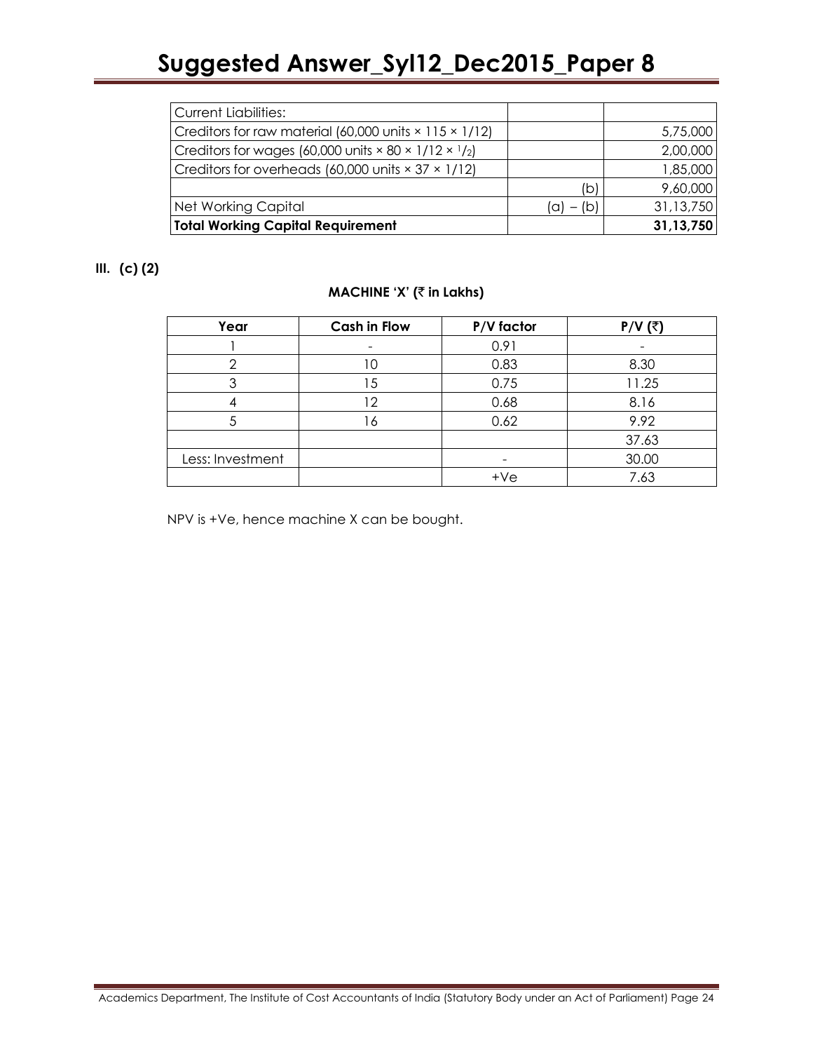| | | |
|---|---|---|
| Current Liabilities: | | |
| Creditors for raw material (60,000 units × 115 × 1/12) | | 5,75,000 |
| Creditors for wages (60,000 units × 80 × 1/12 × 1/2) | | 2,00,000 |
| Creditors for overheads (60,000 units × 37 × 1/12) | | 1,85,000 |
| | (b) | 9,60,000 |
| Net Working Capital | (a) – (b) | 31,13,750 |
| **Total Working Capital Requirement** | | **31,13,750** |

**III. (c) (2)**

**MACHINE 'X' (₹ in Lakhs)**

| Year | Cash in Flow | P/V factor | P/V (₹) |
|---|---|---|---|
| 1 | - | 0.91 | - |
| 2 | 10 | 0.83 | 8.30 |
| 3 | 15 | 0.75 | 11.25 |
| 4 | 12 | 0.68 | 8.16 |
| 5 | 16 | 0.62 | 9.92 |
| | | | 37.63 |
| Less: Investment | | - | 30.00 |
| | | +Ve | 7.63 |

NPV is +Ve, hence machine X can be bought.